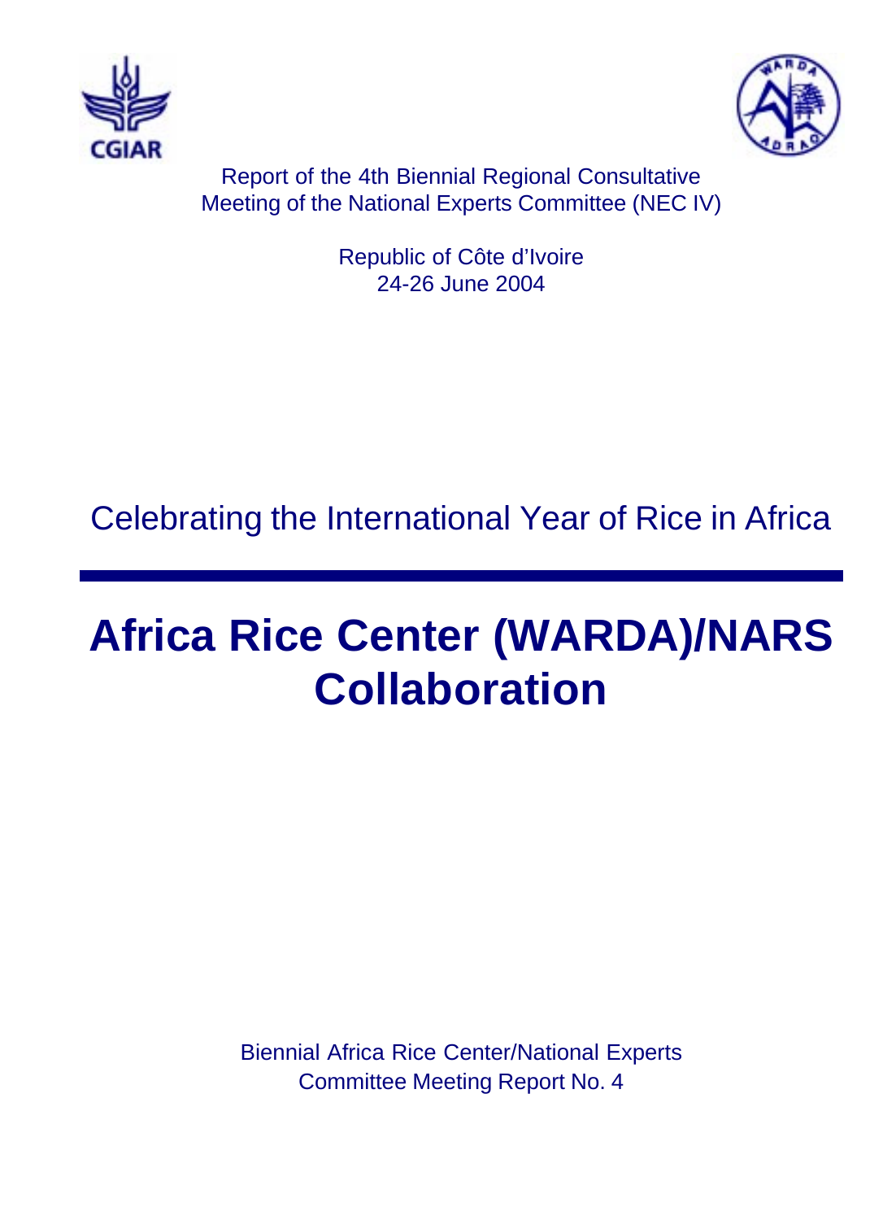CGIAR

Report of the 4th Biennial Regional Consultative Meeting of the National Experts Committee (NEC IV)

Republic of Côte d'Ivoire
24-26 June 2004

Celebrating the International Year of Rice in Africa

# Africa Rice Center (WARDA)/NARS Collaboration

Biennial Africa Rice Center/National Experts Committee Meeting Report No. 4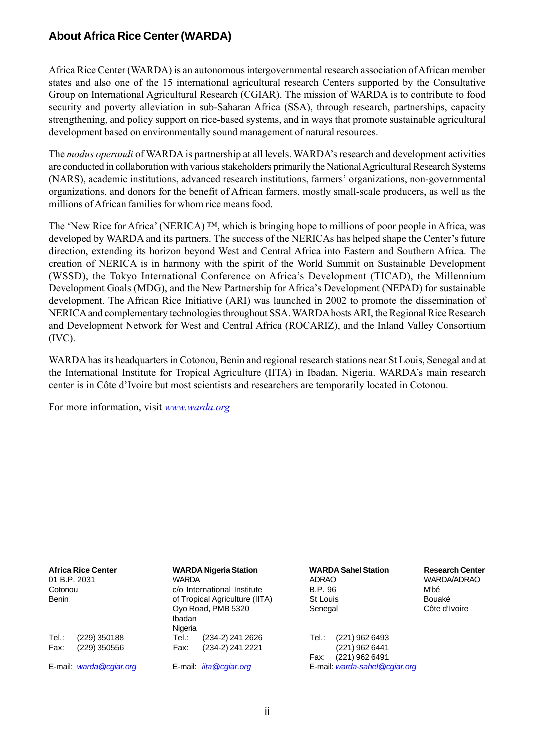## About Africa Rice Center (WARDA)

Africa Rice Center (WARDA) is an autonomous intergovernmental research association of African member states and also one of the 15 international agricultural research Centers supported by the Consultative Group on International Agricultural Research (CGIAR). The mission of WARDA is to contribute to food security and poverty alleviation in sub-Saharan Africa (SSA), through research, partnerships, capacity strengthening, and policy support on rice-based systems, and in ways that promote sustainable agricultural development based on environmentally sound management of natural resources.

The *modus operandi* of WARDA is partnership at all levels. WARDA's research and development activities are conducted in collaboration with various stakeholders primarily the National Agricultural Research Systems (NARS), academic institutions, advanced research institutions, farmers' organizations, non-governmental organizations, and donors for the benefit of African farmers, mostly small-scale producers, as well as the millions of African families for whom rice means food.

The 'New Rice for Africa' (NERICA) ™, which is bringing hope to millions of poor people in Africa, was developed by WARDA and its partners. The success of the NERICAs has helped shape the Center's future direction, extending its horizon beyond West and Central Africa into Eastern and Southern Africa. The creation of NERICA is in harmony with the spirit of the World Summit on Sustainable Development (WSSD), the Tokyo International Conference on Africa's Development (TICAD), the Millennium Development Goals (MDG), and the New Partnership for Africa's Development (NEPAD) for sustainable development. The African Rice Initiative (ARI) was launched in 2002 to promote the dissemination of NERICA and complementary technologies throughout SSA. WARDA hosts ARI, the Regional Rice Research and Development Network for West and Central Africa (ROCARIZ), and the Inland Valley Consortium (IVC).

WARDA has its headquarters in Cotonou, Benin and regional research stations near St Louis, Senegal and at the International Institute for Tropical Agriculture (IITA) in Ibadan, Nigeria. WARDA's main research center is in Côte d'Ivoire but most scientists and researchers are temporarily located in Cotonou.

For more information, visit *www.warda.org*

**Africa Rice Center**
01 B.P. 2031
Cotonou
Benin

Tel.: (229) 350188
Fax: (229) 350556

E-mail: *warda@cgiar.org*

**WARDA Nigeria Station**
WARDA
c/o International Institute
of Tropical Agriculture (IITA)
Oyo Road, PMB 5320
Ibadan
Nigeria
Tel.: (234-2) 241 2626
Fax: (234-2) 241 2221

E-mail: *iita@cgiar.org*

**WARDA Sahel Station**
ADRAO
B.P. 96
St Louis
Senegal

Tel.: (221) 962 6493
(221) 962 6441
Fax: (221) 962 6491
E-mail: *warda-sahel@cgiar.org*

**Research Center**
WARDA/ADRAO
M'bé
Bouaké
Côte d'Ivoire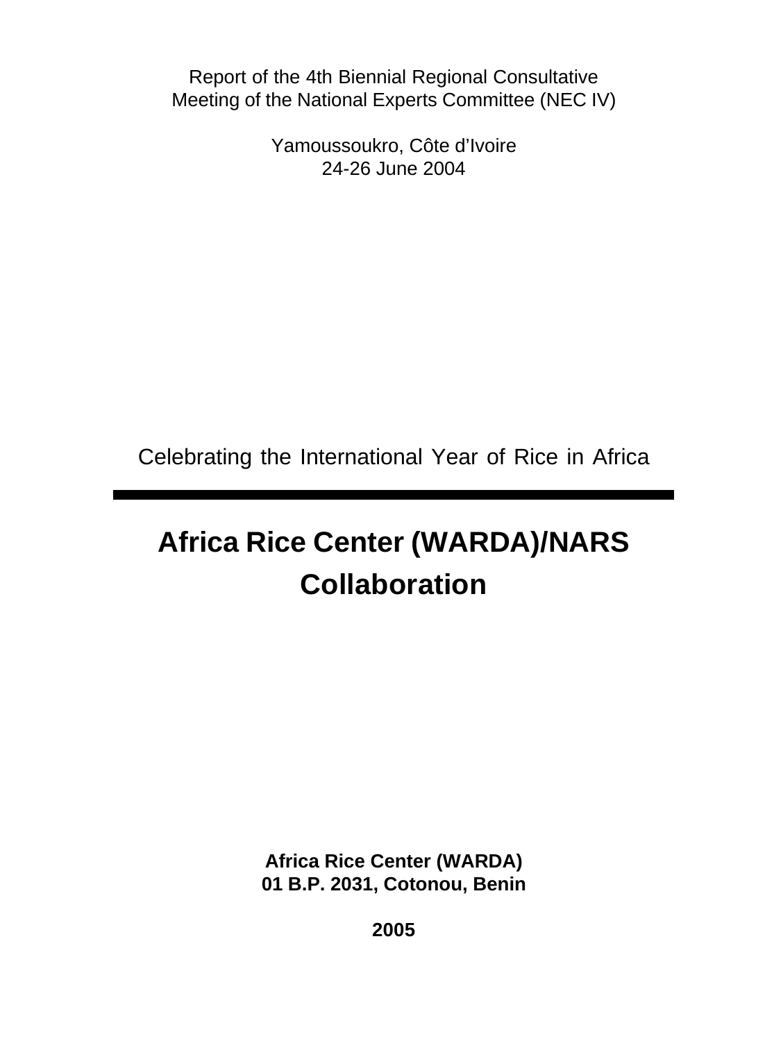Report of the 4th Biennial Regional Consultative Meeting of the National Experts Committee (NEC IV)

Yamoussoukro, Côte d'Ivoire
24-26 June 2004

Celebrating the International Year of Rice in Africa

---

# Africa Rice Center (WARDA)/NARS Collaboration

**Africa Rice Center (WARDA)**
**01 B.P. 2031, Cotonou, Benin**

**2005**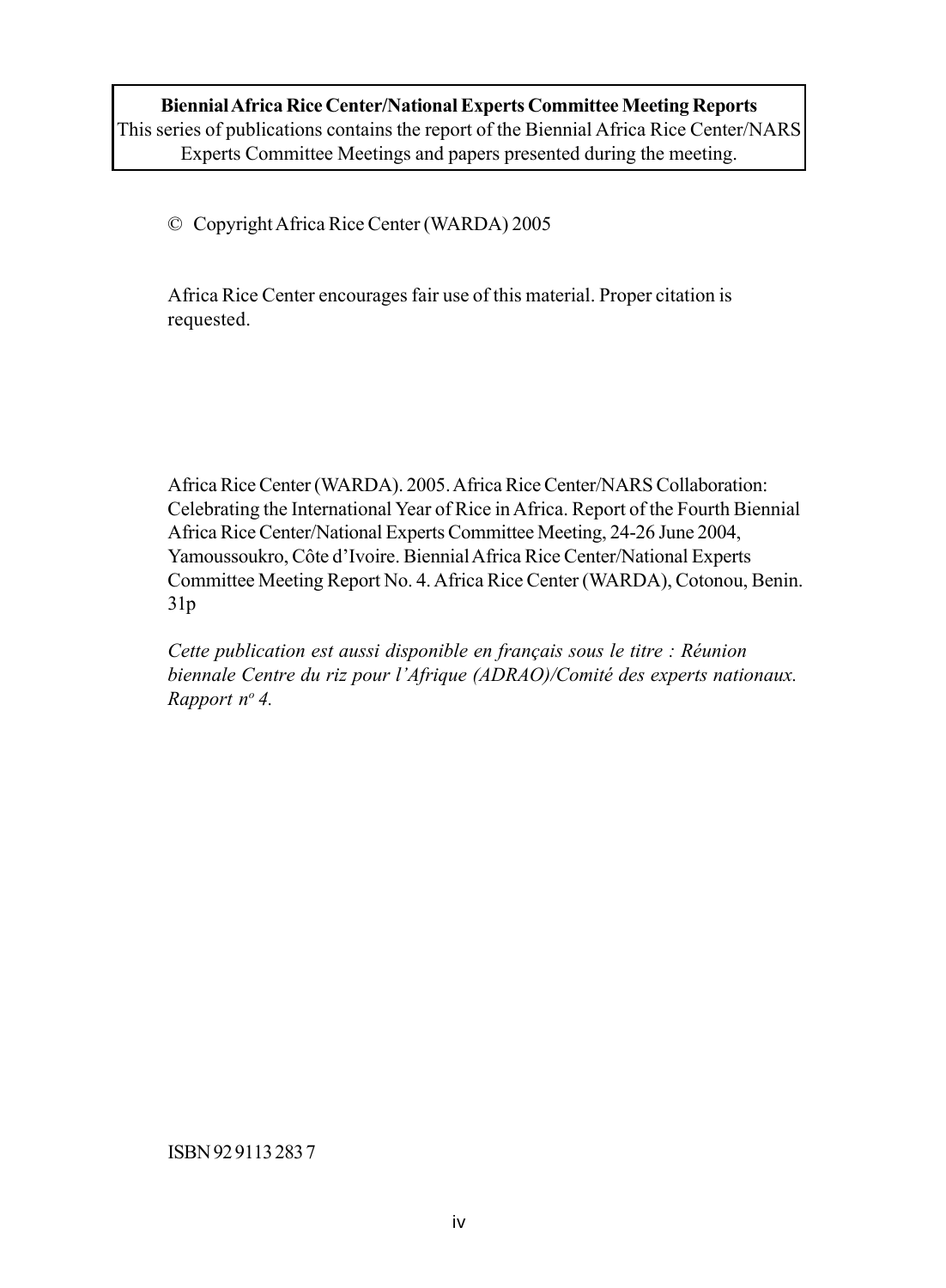**Biennial Africa Rice Center/National Experts Committee Meeting Reports**
This series of publications contains the report of the Biennial Africa Rice Center/NARS Experts Committee Meetings and papers presented during the meeting.

© Copyright Africa Rice Center (WARDA) 2005

Africa Rice Center encourages fair use of this material. Proper citation is requested.

Africa Rice Center (WARDA). 2005. Africa Rice Center/NARS Collaboration: Celebrating the International Year of Rice in Africa. Report of the Fourth Biennial Africa Rice Center/National Experts Committee Meeting, 24-26 June 2004, Yamoussoukro, Côte d'Ivoire. Biennial Africa Rice Center/National Experts Committee Meeting Report No. 4. Africa Rice Center (WARDA), Cotonou, Benin. 31p

*Cette publication est aussi disponible en français sous le titre : Réunion biennale Centre du riz pour l'Afrique (ADRAO)/Comité des experts nationaux. Rapport n° 4.*

ISBN 92 9113 283 7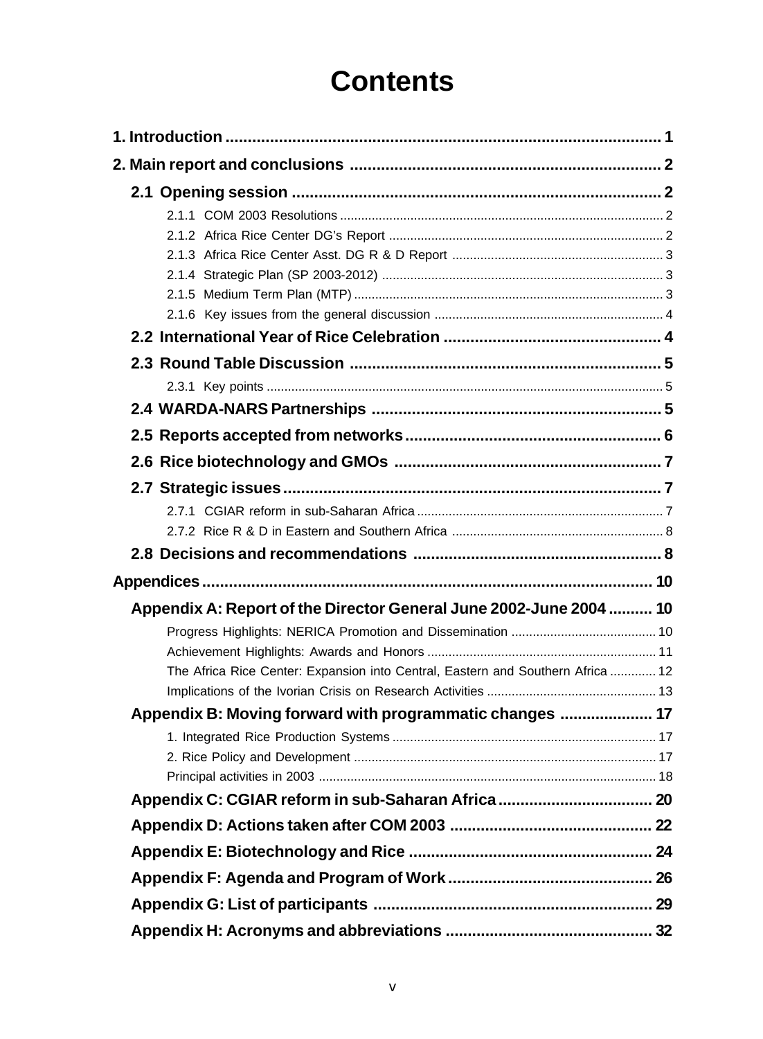# Contents

**1. Introduction** ........ 1

**2. Main report and conclusions** ........ 2

**2.1 Opening session** ........ 2

- 2.1.1 COM 2003 Resolutions ........ 2
- 2.1.2 Africa Rice Center DG's Report ........ 2
- 2.1.3 Africa Rice Center Asst. DG R & D Report ........ 3
- 2.1.4 Strategic Plan (SP 2003-2012) ........ 3
- 2.1.5 Medium Term Plan (MTP) ........ 3
- 2.1.6 Key issues from the general discussion ........ 4

**2.2 International Year of Rice Celebration** ........ 4

**2.3 Round Table Discussion** ........ 5

- 2.3.1 Key points ........ 5

**2.4 WARDA-NARS Partnerships** ........ 5

**2.5 Reports accepted from networks** ........ 6

**2.6 Rice biotechnology and GMOs** ........ 7

**2.7 Strategic issues** ........ 7

- 2.7.1 CGIAR reform in sub-Saharan Africa ........ 7
- 2.7.2 Rice R & D in Eastern and Southern Africa ........ 8

**2.8 Decisions and recommendations** ........ 8

**Appendices** ........ 10

**Appendix A: Report of the Director General June 2002-June 2004** ........ 10

- Progress Highlights: NERICA Promotion and Dissemination ........ 10
- Achievement Highlights: Awards and Honors ........ 11
- The Africa Rice Center: Expansion into Central, Eastern and Southern Africa ........ 12
- Implications of the Ivorian Crisis on Research Activities ........ 13

**Appendix B: Moving forward with programmatic changes** ........ 17

- 1. Integrated Rice Production Systems ........ 17
- 2. Rice Policy and Development ........ 17
- Principal activities in 2003 ........ 18

**Appendix C: CGIAR reform in sub-Saharan Africa** ........ 20

**Appendix D: Actions taken after COM 2003** ........ 22

**Appendix E: Biotechnology and Rice** ........ 24

**Appendix F: Agenda and Program of Work** ........ 26

**Appendix G: List of participants** ........ 29

**Appendix H: Acronyms and abbreviations** ........ 32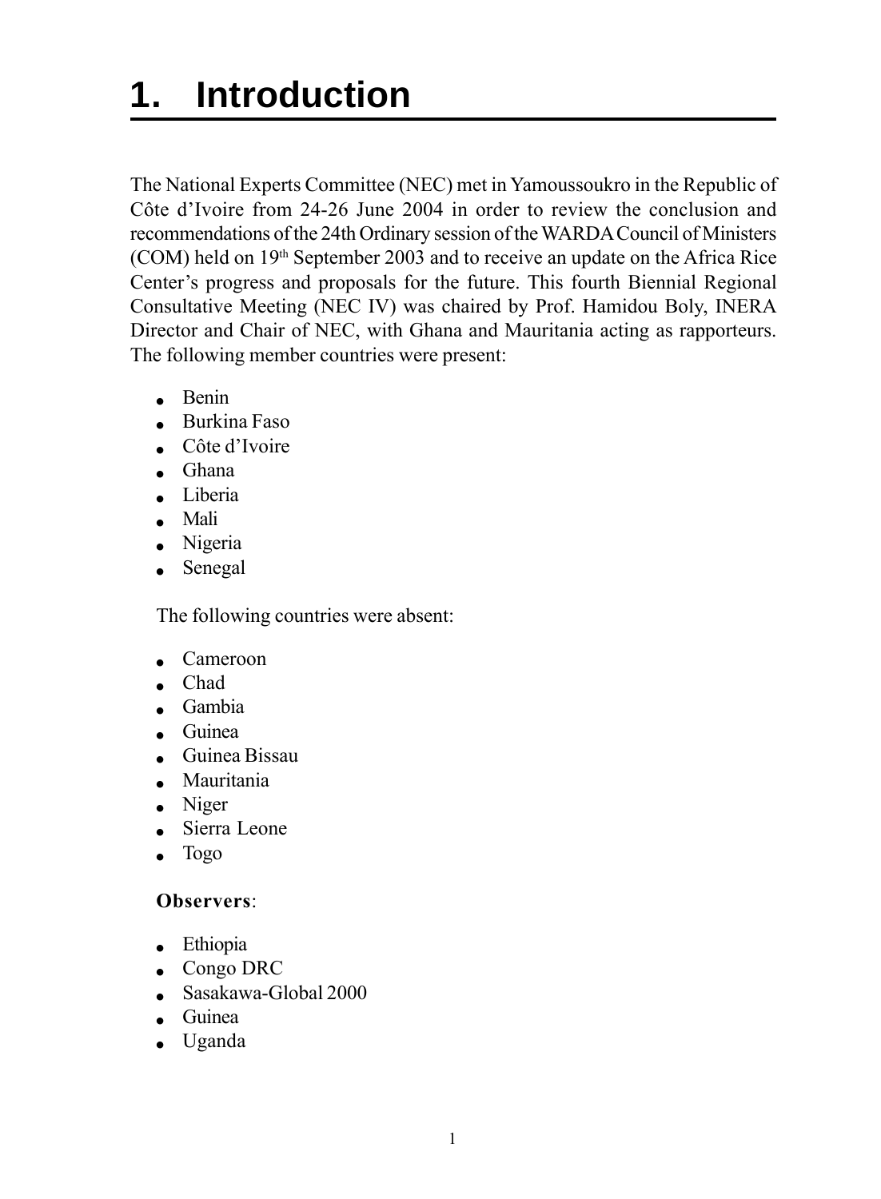# 1. Introduction

The National Experts Committee (NEC) met in Yamoussoukro in the Republic of Côte d'Ivoire from 24-26 June 2004 in order to review the conclusion and recommendations of the 24th Ordinary session of the WARDA Council of Ministers (COM) held on 19th September 2003 and to receive an update on the Africa Rice Center's progress and proposals for the future. This fourth Biennial Regional Consultative Meeting (NEC IV) was chaired by Prof. Hamidou Boly, INERA Director and Chair of NEC, with Ghana and Mauritania acting as rapporteurs. The following member countries were present:

- Benin
- Burkina Faso
- Côte d'Ivoire
- Ghana
- Liberia
- Mali
- Nigeria
- Senegal

The following countries were absent:

- Cameroon
- Chad
- Gambia
- Guinea
- Guinea Bissau
- Mauritania
- Niger
- Sierra Leone
- Togo

**Observers**:

- Ethiopia
- Congo DRC
- Sasakawa-Global 2000
- Guinea
- Uganda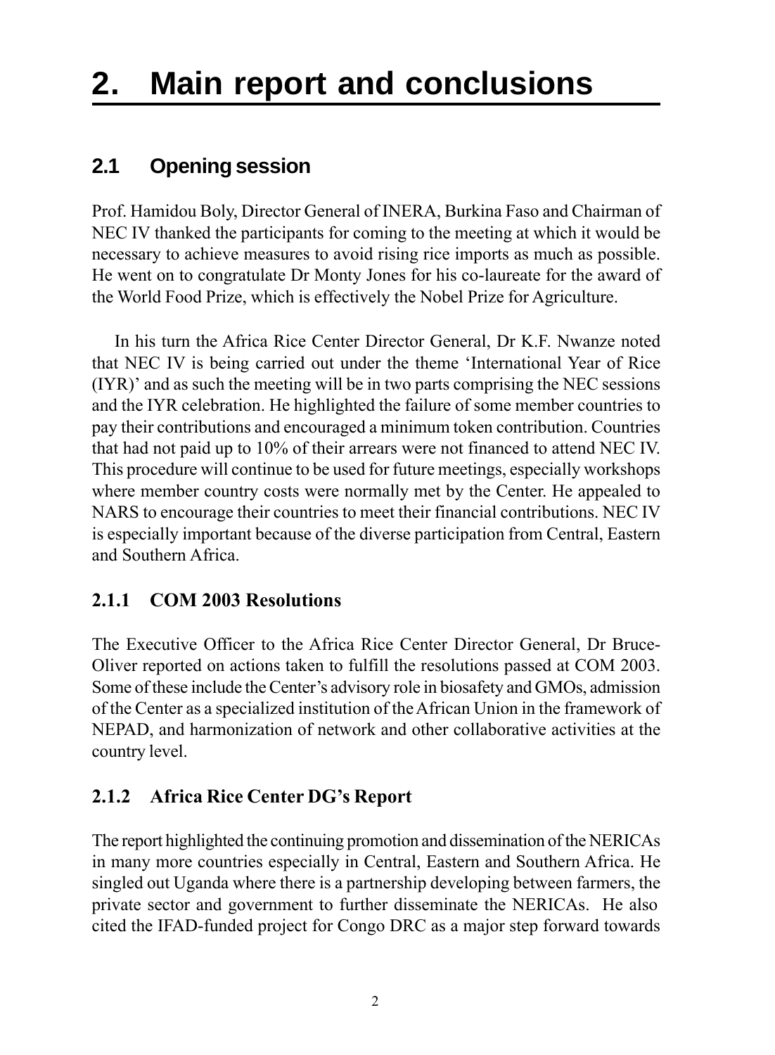# 2. Main report and conclusions

## 2.1 Opening session

Prof. Hamidou Boly, Director General of INERA, Burkina Faso and Chairman of NEC IV thanked the participants for coming to the meeting at which it would be necessary to achieve measures to avoid rising rice imports as much as possible. He went on to congratulate Dr Monty Jones for his co-laureate for the award of the World Food Prize, which is effectively the Nobel Prize for Agriculture.

In his turn the Africa Rice Center Director General, Dr K.F. Nwanze noted that NEC IV is being carried out under the theme 'International Year of Rice (IYR)' and as such the meeting will be in two parts comprising the NEC sessions and the IYR celebration. He highlighted the failure of some member countries to pay their contributions and encouraged a minimum token contribution. Countries that had not paid up to 10% of their arrears were not financed to attend NEC IV. This procedure will continue to be used for future meetings, especially workshops where member country costs were normally met by the Center. He appealed to NARS to encourage their countries to meet their financial contributions. NEC IV is especially important because of the diverse participation from Central, Eastern and Southern Africa.

### 2.1.1 COM 2003 Resolutions

The Executive Officer to the Africa Rice Center Director General, Dr Bruce-Oliver reported on actions taken to fulfill the resolutions passed at COM 2003. Some of these include the Center's advisory role in biosafety and GMOs, admission of the Center as a specialized institution of the African Union in the framework of NEPAD, and harmonization of network and other collaborative activities at the country level.

### 2.1.2 Africa Rice Center DG's Report

The report highlighted the continuing promotion and dissemination of the NERICAs in many more countries especially in Central, Eastern and Southern Africa. He singled out Uganda where there is a partnership developing between farmers, the private sector and government to further disseminate the NERICAs. He also cited the IFAD-funded project for Congo DRC as a major step forward towards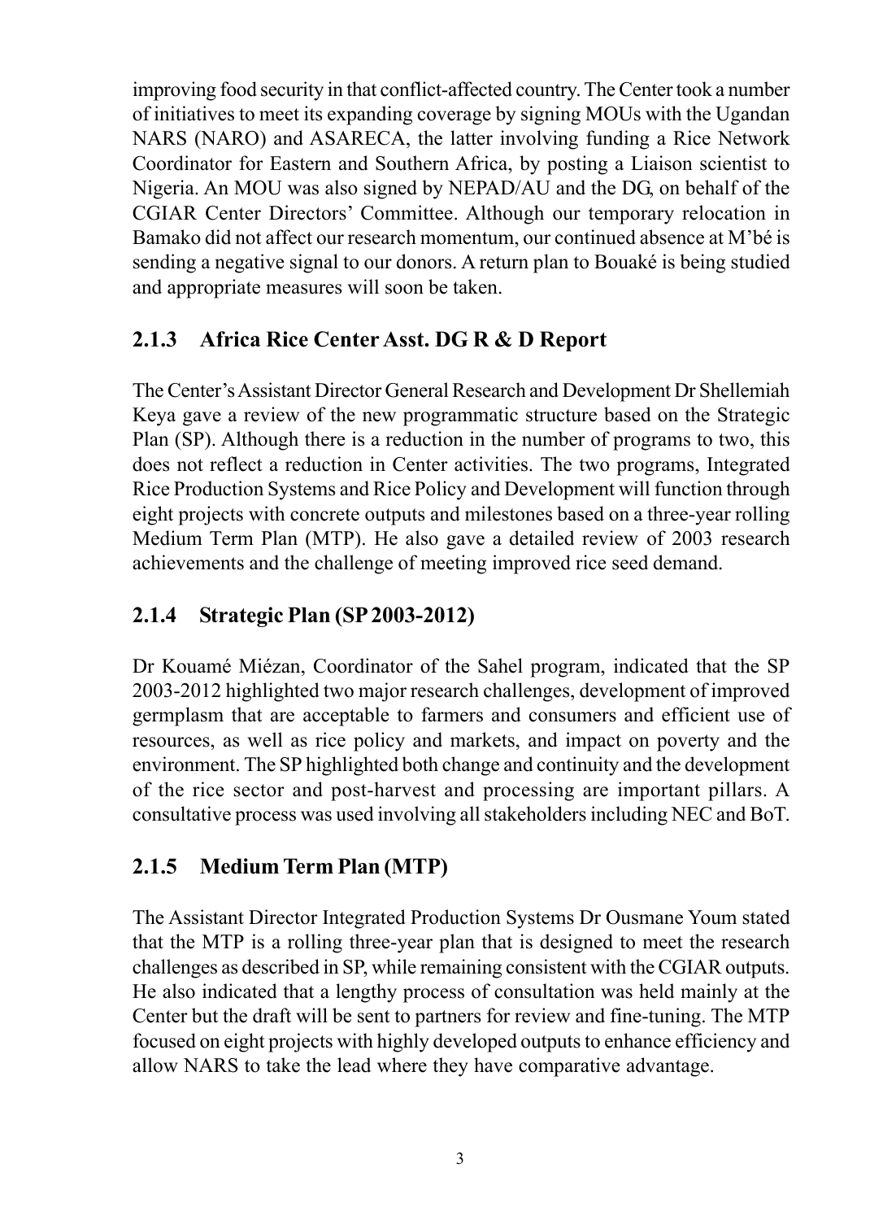improving food security in that conflict-affected country. The Center took a number of initiatives to meet its expanding coverage by signing MOUs with the Ugandan NARS (NARO) and ASARECA, the latter involving funding a Rice Network Coordinator for Eastern and Southern Africa, by posting a Liaison scientist to Nigeria. An MOU was also signed by NEPAD/AU and the DG, on behalf of the CGIAR Center Directors' Committee. Although our temporary relocation in Bamako did not affect our research momentum, our continued absence at M'bé is sending a negative signal to our donors. A return plan to Bouaké is being studied and appropriate measures will soon be taken.

### 2.1.3 Africa Rice Center Asst. DG R & D Report

The Center's Assistant Director General Research and Development Dr Shellemiah Keya gave a review of the new programmatic structure based on the Strategic Plan (SP). Although there is a reduction in the number of programs to two, this does not reflect a reduction in Center activities. The two programs, Integrated Rice Production Systems and Rice Policy and Development will function through eight projects with concrete outputs and milestones based on a three-year rolling Medium Term Plan (MTP). He also gave a detailed review of 2003 research achievements and the challenge of meeting improved rice seed demand.

### 2.1.4 Strategic Plan (SP 2003-2012)

Dr Kouamé Miézan, Coordinator of the Sahel program, indicated that the SP 2003-2012 highlighted two major research challenges, development of improved germplasm that are acceptable to farmers and consumers and efficient use of resources, as well as rice policy and markets, and impact on poverty and the environment. The SP highlighted both change and continuity and the development of the rice sector and post-harvest and processing are important pillars. A consultative process was used involving all stakeholders including NEC and BoT.

### 2.1.5 Medium Term Plan (MTP)

The Assistant Director Integrated Production Systems Dr Ousmane Youm stated that the MTP is a rolling three-year plan that is designed to meet the research challenges as described in SP, while remaining consistent with the CGIAR outputs. He also indicated that a lengthy process of consultation was held mainly at the Center but the draft will be sent to partners for review and fine-tuning. The MTP focused on eight projects with highly developed outputs to enhance efficiency and allow NARS to take the lead where they have comparative advantage.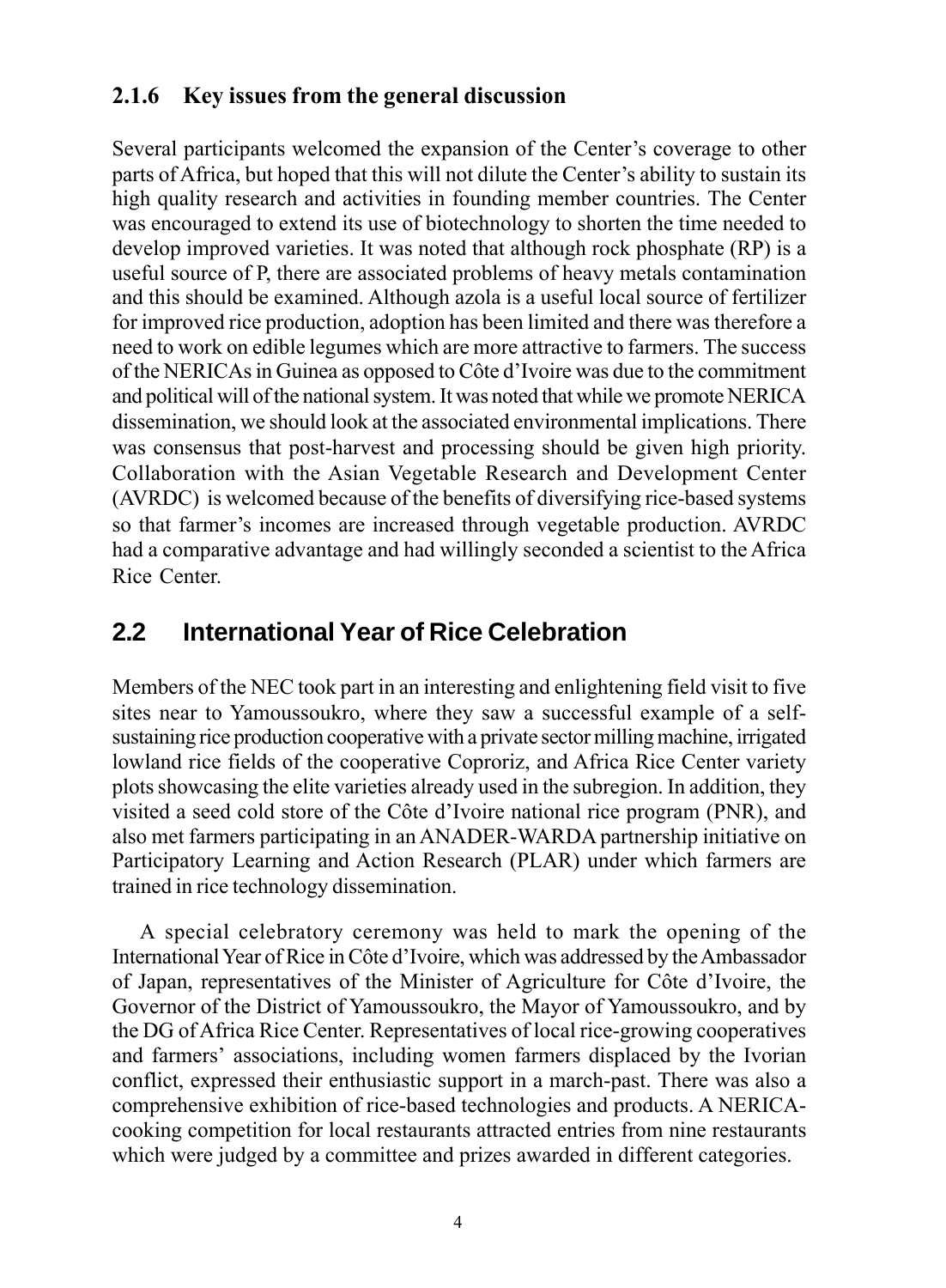### 2.1.6 Key issues from the general discussion

Several participants welcomed the expansion of the Center's coverage to other parts of Africa, but hoped that this will not dilute the Center's ability to sustain its high quality research and activities in founding member countries. The Center was encouraged to extend its use of biotechnology to shorten the time needed to develop improved varieties. It was noted that although rock phosphate (RP) is a useful source of P, there are associated problems of heavy metals contamination and this should be examined. Although azola is a useful local source of fertilizer for improved rice production, adoption has been limited and there was therefore a need to work on edible legumes which are more attractive to farmers. The success of the NERICAs in Guinea as opposed to Côte d'Ivoire was due to the commitment and political will of the national system. It was noted that while we promote NERICA dissemination, we should look at the associated environmental implications. There was consensus that post-harvest and processing should be given high priority. Collaboration with the Asian Vegetable Research and Development Center (AVRDC) is welcomed because of the benefits of diversifying rice-based systems so that farmer's incomes are increased through vegetable production. AVRDC had a comparative advantage and had willingly seconded a scientist to the Africa Rice Center.

## 2.2 International Year of Rice Celebration

Members of the NEC took part in an interesting and enlightening field visit to five sites near to Yamoussoukro, where they saw a successful example of a self-sustaining rice production cooperative with a private sector milling machine, irrigated lowland rice fields of the cooperative Coproriz, and Africa Rice Center variety plots showcasing the elite varieties already used in the subregion. In addition, they visited a seed cold store of the Côte d'Ivoire national rice program (PNR), and also met farmers participating in an ANADER-WARDA partnership initiative on Participatory Learning and Action Research (PLAR) under which farmers are trained in rice technology dissemination.

A special celebratory ceremony was held to mark the opening of the International Year of Rice in Côte d'Ivoire, which was addressed by the Ambassador of Japan, representatives of the Minister of Agriculture for Côte d'Ivoire, the Governor of the District of Yamoussoukro, the Mayor of Yamoussoukro, and by the DG of Africa Rice Center. Representatives of local rice-growing cooperatives and farmers' associations, including women farmers displaced by the Ivorian conflict, expressed their enthusiastic support in a march-past. There was also a comprehensive exhibition of rice-based technologies and products. A NERICA-cooking competition for local restaurants attracted entries from nine restaurants which were judged by a committee and prizes awarded in different categories.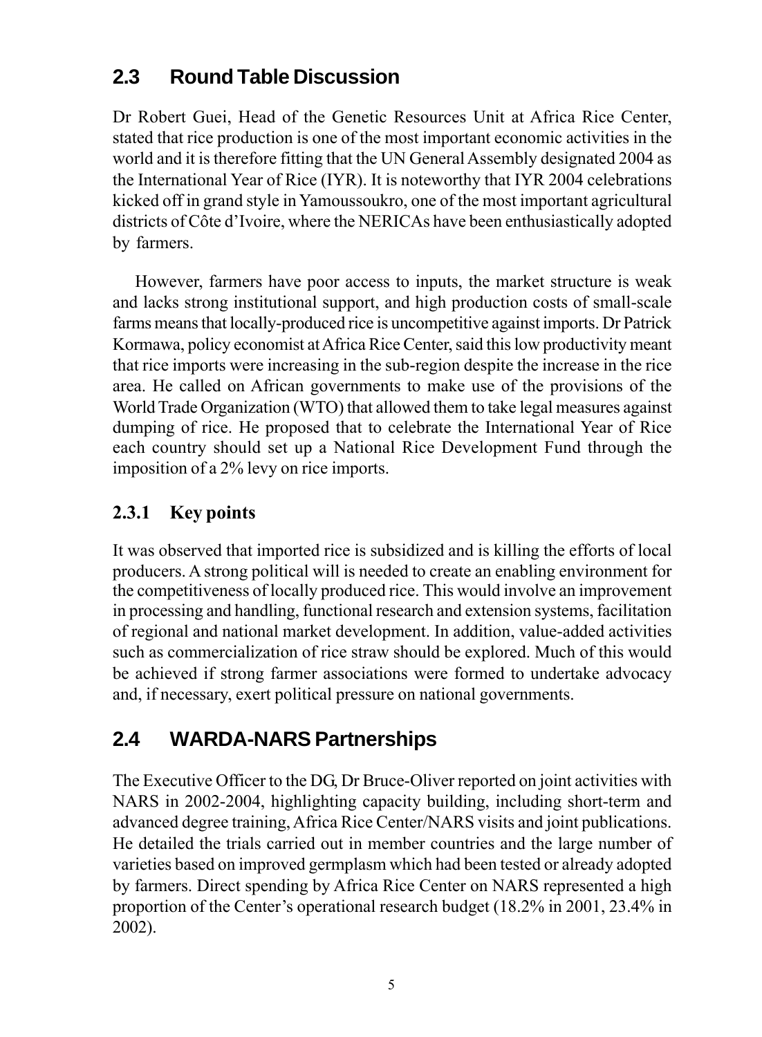## 2.3 Round Table Discussion

Dr Robert Guei, Head of the Genetic Resources Unit at Africa Rice Center, stated that rice production is one of the most important economic activities in the world and it is therefore fitting that the UN General Assembly designated 2004 as the International Year of Rice (IYR). It is noteworthy that IYR 2004 celebrations kicked off in grand style in Yamoussoukro, one of the most important agricultural districts of Côte d'Ivoire, where the NERICAs have been enthusiastically adopted by farmers.

However, farmers have poor access to inputs, the market structure is weak and lacks strong institutional support, and high production costs of small-scale farms means that locally-produced rice is uncompetitive against imports. Dr Patrick Kormawa, policy economist at Africa Rice Center, said this low productivity meant that rice imports were increasing in the sub-region despite the increase in the rice area. He called on African governments to make use of the provisions of the World Trade Organization (WTO) that allowed them to take legal measures against dumping of rice. He proposed that to celebrate the International Year of Rice each country should set up a National Rice Development Fund through the imposition of a 2% levy on rice imports.

### 2.3.1 Key points

It was observed that imported rice is subsidized and is killing the efforts of local producers. A strong political will is needed to create an enabling environment for the competitiveness of locally produced rice. This would involve an improvement in processing and handling, functional research and extension systems, facilitation of regional and national market development. In addition, value-added activities such as commercialization of rice straw should be explored. Much of this would be achieved if strong farmer associations were formed to undertake advocacy and, if necessary, exert political pressure on national governments.

## 2.4 WARDA-NARS Partnerships

The Executive Officer to the DG, Dr Bruce-Oliver reported on joint activities with NARS in 2002-2004, highlighting capacity building, including short-term and advanced degree training, Africa Rice Center/NARS visits and joint publications. He detailed the trials carried out in member countries and the large number of varieties based on improved germplasm which had been tested or already adopted by farmers. Direct spending by Africa Rice Center on NARS represented a high proportion of the Center's operational research budget (18.2% in 2001, 23.4% in 2002).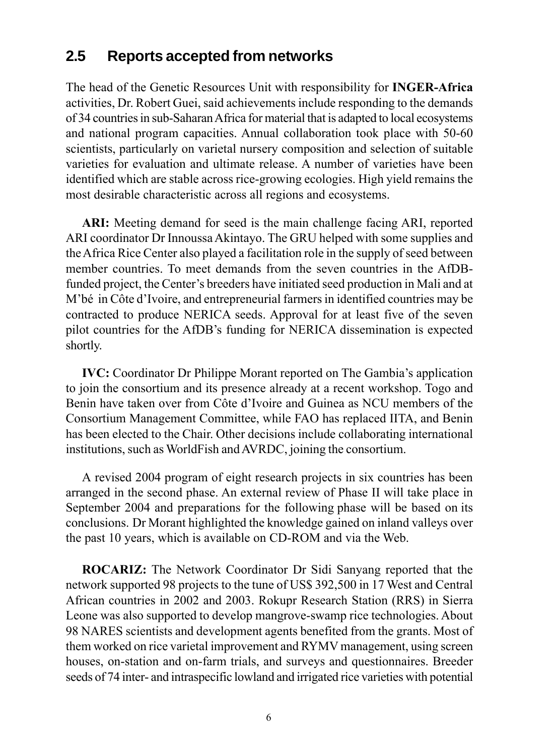## 2.5 Reports accepted from networks

The head of the Genetic Resources Unit with responsibility for **INGER-Africa** activities, Dr. Robert Guei, said achievements include responding to the demands of 34 countries in sub-Saharan Africa for material that is adapted to local ecosystems and national program capacities. Annual collaboration took place with 50-60 scientists, particularly on varietal nursery composition and selection of suitable varieties for evaluation and ultimate release. A number of varieties have been identified which are stable across rice-growing ecologies. High yield remains the most desirable characteristic across all regions and ecosystems.

**ARI:** Meeting demand for seed is the main challenge facing ARI, reported ARI coordinator Dr Innoussa Akintayo. The GRU helped with some supplies and the Africa Rice Center also played a facilitation role in the supply of seed between member countries. To meet demands from the seven countries in the AfDB-funded project, the Center's breeders have initiated seed production in Mali and at M'bé in Côte d'Ivoire, and entrepreneurial farmers in identified countries may be contracted to produce NERICA seeds. Approval for at least five of the seven pilot countries for the AfDB's funding for NERICA dissemination is expected shortly.

**IVC:** Coordinator Dr Philippe Morant reported on The Gambia's application to join the consortium and its presence already at a recent workshop. Togo and Benin have taken over from Côte d'Ivoire and Guinea as NCU members of the Consortium Management Committee, while FAO has replaced IITA, and Benin has been elected to the Chair. Other decisions include collaborating international institutions, such as WorldFish and AVRDC, joining the consortium.

A revised 2004 program of eight research projects in six countries has been arranged in the second phase. An external review of Phase II will take place in September 2004 and preparations for the following phase will be based on its conclusions. Dr Morant highlighted the knowledge gained on inland valleys over the past 10 years, which is available on CD-ROM and via the Web.

**ROCARIZ:** The Network Coordinator Dr Sidi Sanyang reported that the network supported 98 projects to the tune of US$ 392,500 in 17 West and Central African countries in 2002 and 2003. Rokupr Research Station (RRS) in Sierra Leone was also supported to develop mangrove-swamp rice technologies. About 98 NARES scientists and development agents benefited from the grants. Most of them worked on rice varietal improvement and RYMV management, using screen houses, on-station and on-farm trials, and surveys and questionnaires. Breeder seeds of 74 inter- and intraspecific lowland and irrigated rice varieties with potential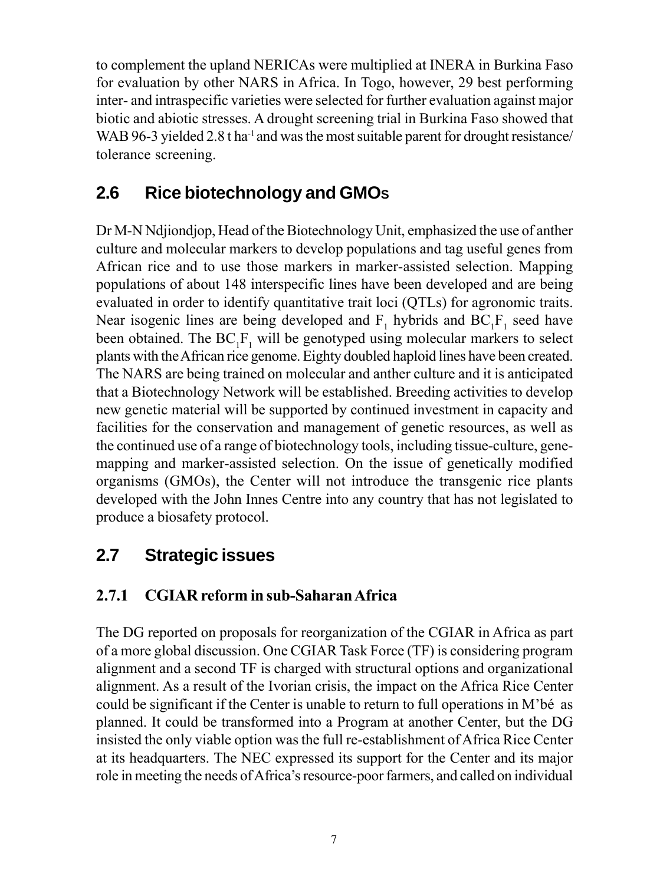to complement the upland NERICAs were multiplied at INERA in Burkina Faso for evaluation by other NARS in Africa. In Togo, however, 29 best performing inter- and intraspecific varieties were selected for further evaluation against major biotic and abiotic stresses. A drought screening trial in Burkina Faso showed that WAB 96-3 yielded 2.8 t $ha^{-1}$ and was the most suitable parent for drought resistance/ tolerance screening.

## 2.6 Rice biotechnology and GMOs

Dr M-N Ndjiondjop, Head of the Biotechnology Unit, emphasized the use of anther culture and molecular markers to develop populations and tag useful genes from African rice and to use those markers in marker-assisted selection. Mapping populations of about 148 interspecific lines have been developed and are being evaluated in order to identify quantitative trait loci (QTLs) for agronomic traits. Near isogenic lines are being developed and $F_1$ hybrids and $BC_1F_1$ seed have been obtained. The $BC_1F_1$ will be genotyped using molecular markers to select plants with the African rice genome. Eighty doubled haploid lines have been created. The NARS are being trained on molecular and anther culture and it is anticipated that a Biotechnology Network will be established. Breeding activities to develop new genetic material will be supported by continued investment in capacity and facilities for the conservation and management of genetic resources, as well as the continued use of a range of biotechnology tools, including tissue-culture, gene-mapping and marker-assisted selection. On the issue of genetically modified organisms (GMOs), the Center will not introduce the transgenic rice plants developed with the John Innes Centre into any country that has not legislated to produce a biosafety protocol.

## 2.7 Strategic issues

### 2.7.1 CGIAR reform in sub-Saharan Africa

The DG reported on proposals for reorganization of the CGIAR in Africa as part of a more global discussion. One CGIAR Task Force (TF) is considering program alignment and a second TF is charged with structural options and organizational alignment. As a result of the Ivorian crisis, the impact on the Africa Rice Center could be significant if the Center is unable to return to full operations in M'bé as planned. It could be transformed into a Program at another Center, but the DG insisted the only viable option was the full re-establishment of Africa Rice Center at its headquarters. The NEC expressed its support for the Center and its major role in meeting the needs of Africa's resource-poor farmers, and called on individual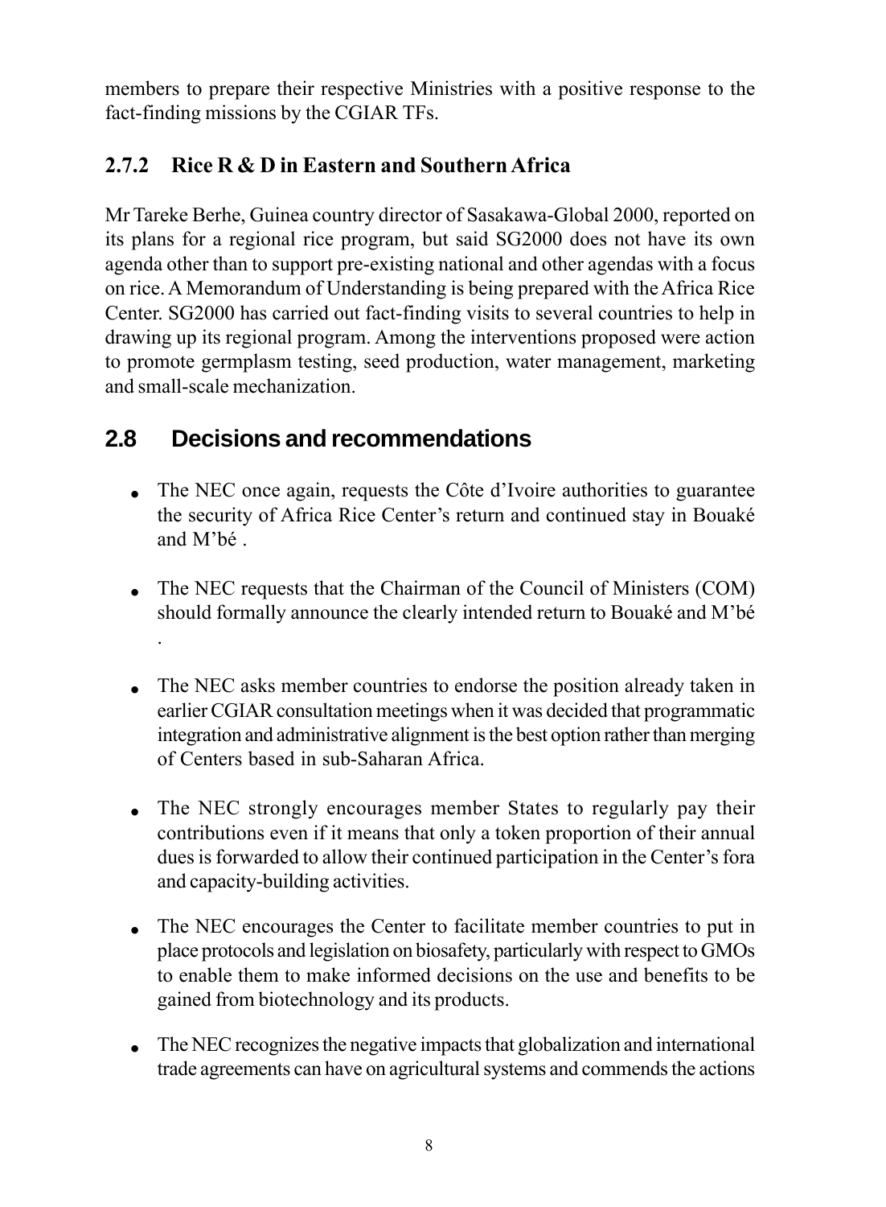members to prepare their respective Ministries with a positive response to the fact-finding missions by the CGIAR TFs.

### 2.7.2 Rice R & D in Eastern and Southern Africa

Mr Tareke Berhe, Guinea country director of Sasakawa-Global 2000, reported on its plans for a regional rice program, but said SG2000 does not have its own agenda other than to support pre-existing national and other agendas with a focus on rice. A Memorandum of Understanding is being prepared with the Africa Rice Center. SG2000 has carried out fact-finding visits to several countries to help in drawing up its regional program. Among the interventions proposed were action to promote germplasm testing, seed production, water management, marketing and small-scale mechanization.

## 2.8 Decisions and recommendations

- The NEC once again, requests the Côte d'Ivoire authorities to guarantee the security of Africa Rice Center's return and continued stay in Bouaké and M'bé .
- The NEC requests that the Chairman of the Council of Ministers (COM) should formally announce the clearly intended return to Bouaké and M'bé .
- The NEC asks member countries to endorse the position already taken in earlier CGIAR consultation meetings when it was decided that programmatic integration and administrative alignment is the best option rather than merging of Centers based in sub-Saharan Africa.
- The NEC strongly encourages member States to regularly pay their contributions even if it means that only a token proportion of their annual dues is forwarded to allow their continued participation in the Center's fora and capacity-building activities.
- The NEC encourages the Center to facilitate member countries to put in place protocols and legislation on biosafety, particularly with respect to GMOs to enable them to make informed decisions on the use and benefits to be gained from biotechnology and its products.
- The NEC recognizes the negative impacts that globalization and international trade agreements can have on agricultural systems and commends the actions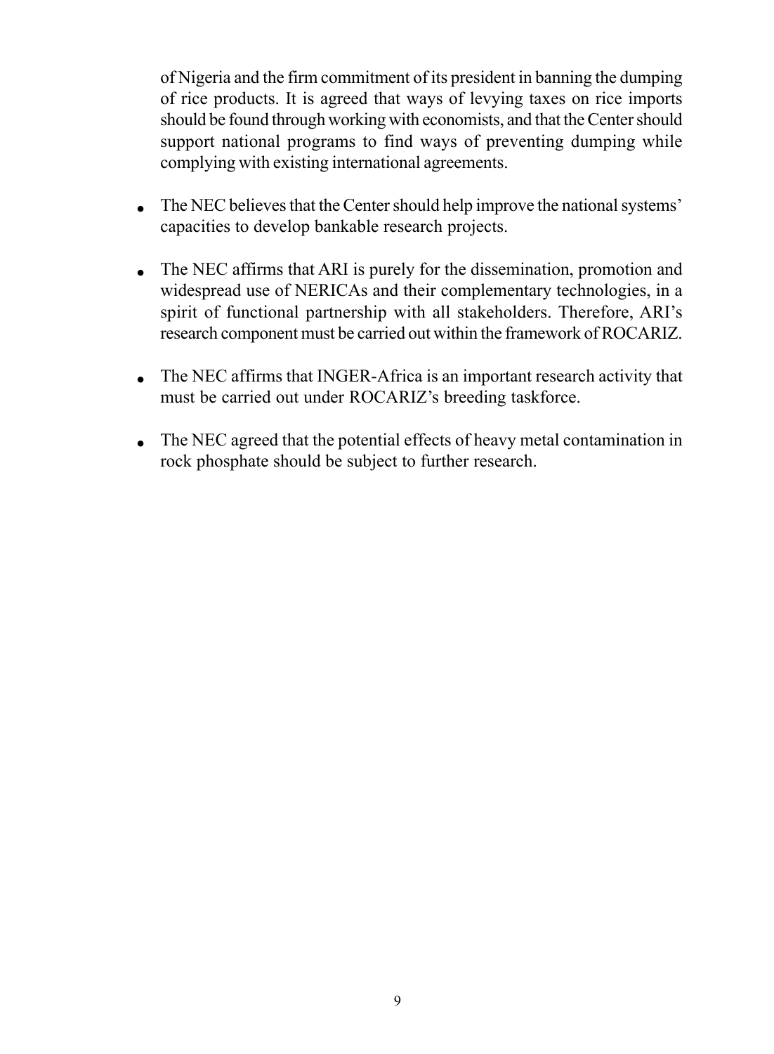of Nigeria and the firm commitment of its president in banning the dumping of rice products. It is agreed that ways of levying taxes on rice imports should be found through working with economists, and that the Center should support national programs to find ways of preventing dumping while complying with existing international agreements.

- The NEC believes that the Center should help improve the national systems' capacities to develop bankable research projects.
- The NEC affirms that ARI is purely for the dissemination, promotion and widespread use of NERICAs and their complementary technologies, in a spirit of functional partnership with all stakeholders. Therefore, ARI's research component must be carried out within the framework of ROCARIZ.
- The NEC affirms that INGER-Africa is an important research activity that must be carried out under ROCARIZ's breeding taskforce.
- The NEC agreed that the potential effects of heavy metal contamination in rock phosphate should be subject to further research.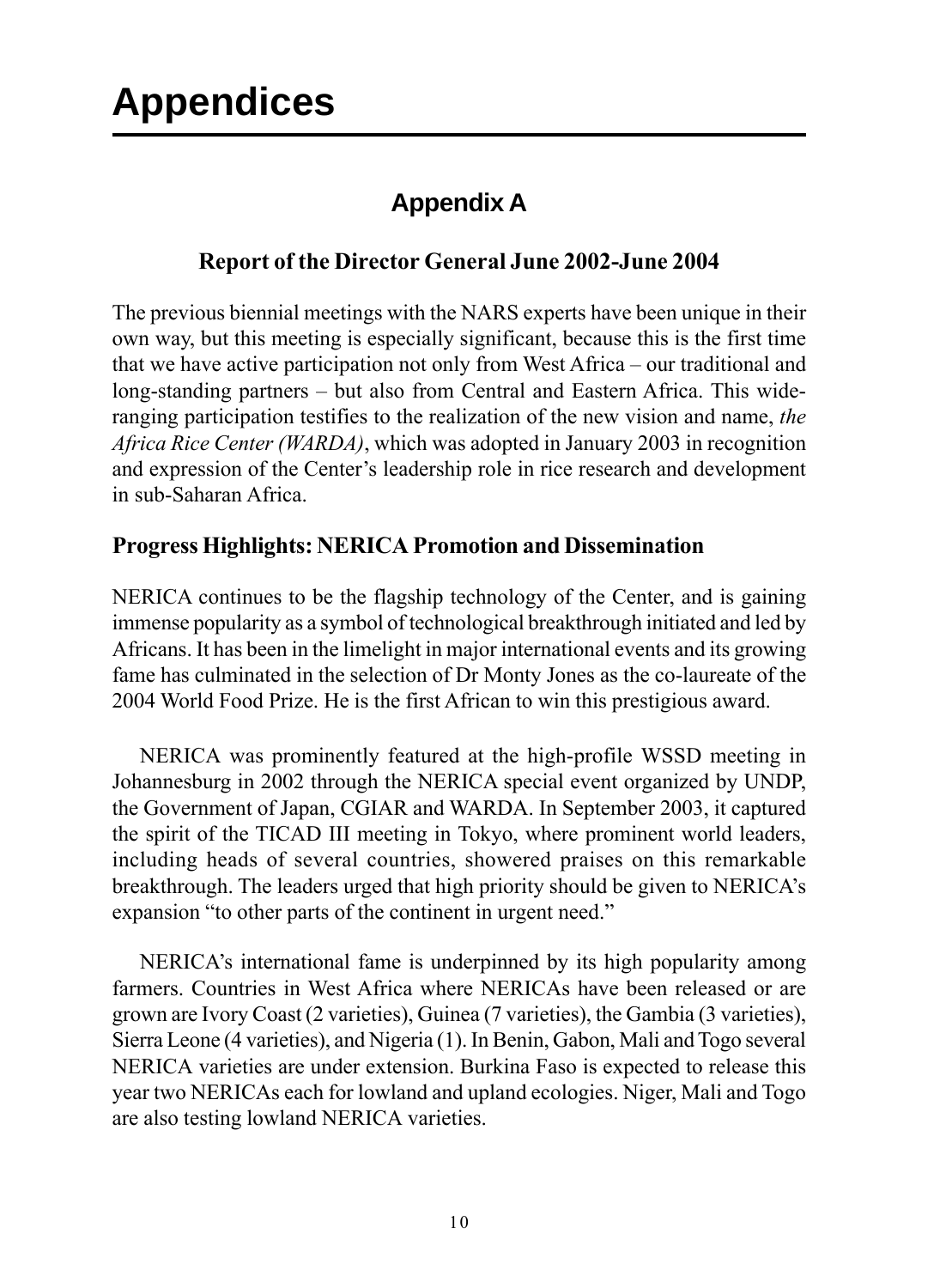# Appendices

## Appendix A

### Report of the Director General June 2002-June 2004

The previous biennial meetings with the NARS experts have been unique in their own way, but this meeting is especially significant, because this is the first time that we have active participation not only from West Africa – our traditional and long-standing partners – but also from Central and Eastern Africa. This wide-ranging participation testifies to the realization of the new vision and name, *the Africa Rice Center (WARDA)*, which was adopted in January 2003 in recognition and expression of the Center's leadership role in rice research and development in sub-Saharan Africa.

### Progress Highlights: NERICA Promotion and Dissemination

NERICA continues to be the flagship technology of the Center, and is gaining immense popularity as a symbol of technological breakthrough initiated and led by Africans. It has been in the limelight in major international events and its growing fame has culminated in the selection of Dr Monty Jones as the co-laureate of the 2004 World Food Prize. He is the first African to win this prestigious award.

NERICA was prominently featured at the high-profile WSSD meeting in Johannesburg in 2002 through the NERICA special event organized by UNDP, the Government of Japan, CGIAR and WARDA. In September 2003, it captured the spirit of the TICAD III meeting in Tokyo, where prominent world leaders, including heads of several countries, showered praises on this remarkable breakthrough. The leaders urged that high priority should be given to NERICA's expansion "to other parts of the continent in urgent need."

NERICA's international fame is underpinned by its high popularity among farmers. Countries in West Africa where NERICAs have been released or are grown are Ivory Coast (2 varieties), Guinea (7 varieties), the Gambia (3 varieties), Sierra Leone (4 varieties), and Nigeria (1). In Benin, Gabon, Mali and Togo several NERICA varieties are under extension. Burkina Faso is expected to release this year two NERICAs each for lowland and upland ecologies. Niger, Mali and Togo are also testing lowland NERICA varieties.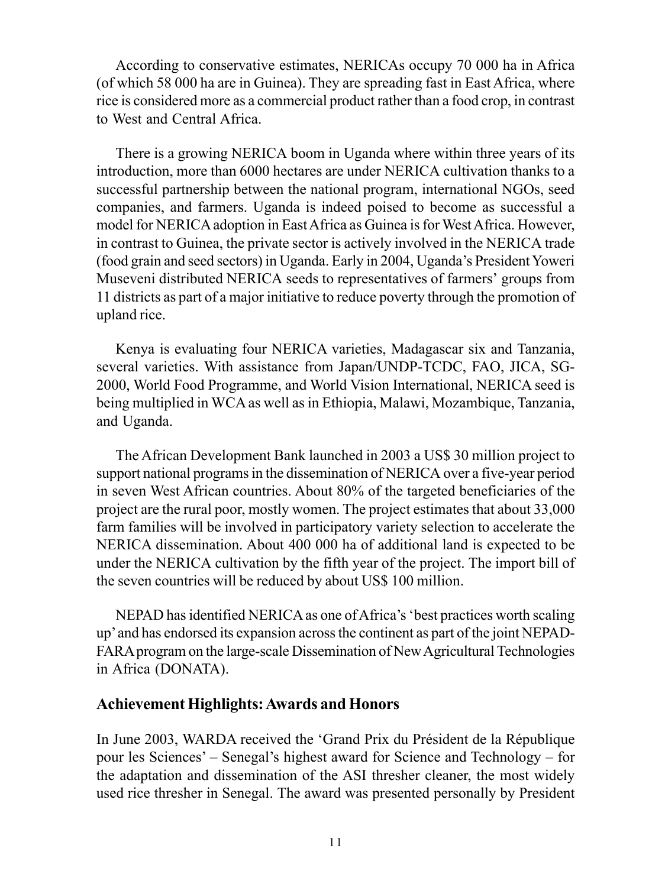According to conservative estimates, NERICAs occupy 70 000 ha in Africa (of which 58 000 ha are in Guinea). They are spreading fast in East Africa, where rice is considered more as a commercial product rather than a food crop, in contrast to West and Central Africa.

There is a growing NERICA boom in Uganda where within three years of its introduction, more than 6000 hectares are under NERICA cultivation thanks to a successful partnership between the national program, international NGOs, seed companies, and farmers. Uganda is indeed poised to become as successful a model for NERICA adoption in East Africa as Guinea is for West Africa. However, in contrast to Guinea, the private sector is actively involved in the NERICA trade (food grain and seed sectors) in Uganda. Early in 2004, Uganda's President Yoweri Museveni distributed NERICA seeds to representatives of farmers' groups from 11 districts as part of a major initiative to reduce poverty through the promotion of upland rice.

Kenya is evaluating four NERICA varieties, Madagascar six and Tanzania, several varieties. With assistance from Japan/UNDP-TCDC, FAO, JICA, SG-2000, World Food Programme, and World Vision International, NERICA seed is being multiplied in WCA as well as in Ethiopia, Malawi, Mozambique, Tanzania, and Uganda.

The African Development Bank launched in 2003 a US$ 30 million project to support national programs in the dissemination of NERICA over a five-year period in seven West African countries. About 80% of the targeted beneficiaries of the project are the rural poor, mostly women. The project estimates that about 33,000 farm families will be involved in participatory variety selection to accelerate the NERICA dissemination. About 400 000 ha of additional land is expected to be under the NERICA cultivation by the fifth year of the project. The import bill of the seven countries will be reduced by about US$ 100 million.

NEPAD has identified NERICA as one of Africa's 'best practices worth scaling up' and has endorsed its expansion across the continent as part of the joint NEPAD-FARA program on the large-scale Dissemination of New Agricultural Technologies in Africa (DONATA).

### Achievement Highlights: Awards and Honors

In June 2003, WARDA received the 'Grand Prix du Président de la République pour les Sciences' – Senegal's highest award for Science and Technology – for the adaptation and dissemination of the ASI thresher cleaner, the most widely used rice thresher in Senegal. The award was presented personally by President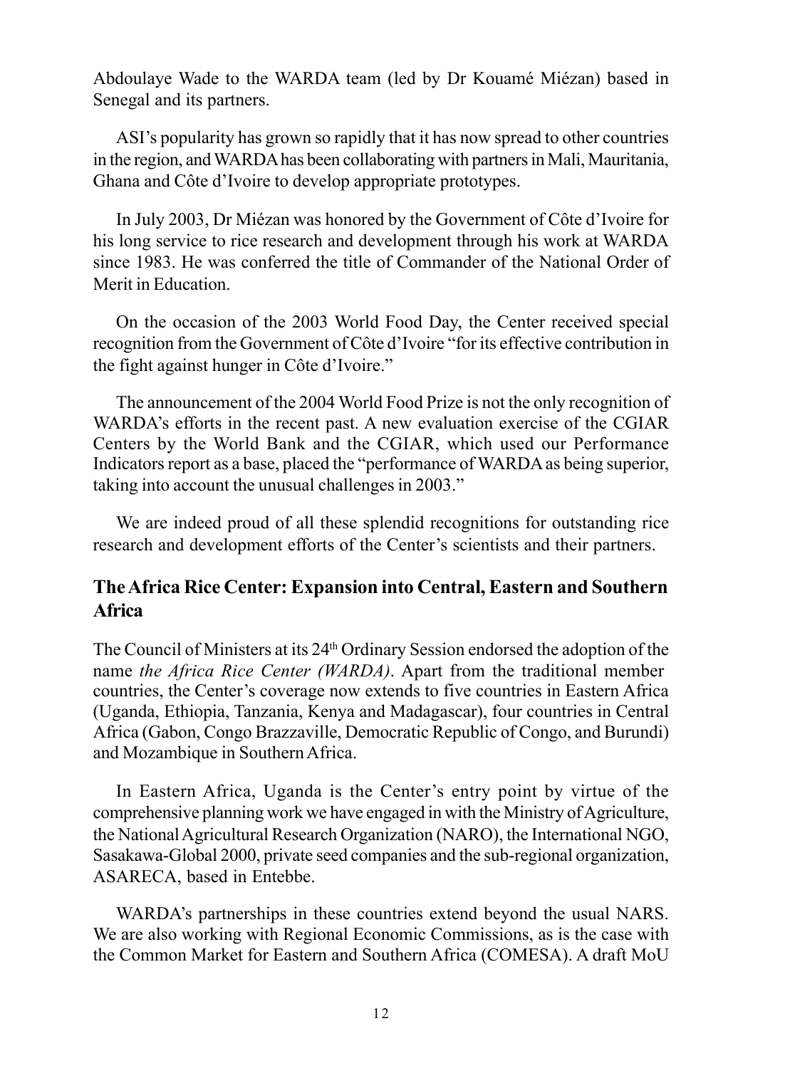Abdoulaye Wade to the WARDA team (led by Dr Kouamé Miézan) based in Senegal and its partners.

ASI's popularity has grown so rapidly that it has now spread to other countries in the region, and WARDA has been collaborating with partners in Mali, Mauritania, Ghana and Côte d'Ivoire to develop appropriate prototypes.

In July 2003, Dr Miézan was honored by the Government of Côte d'Ivoire for his long service to rice research and development through his work at WARDA since 1983. He was conferred the title of Commander of the National Order of Merit in Education.

On the occasion of the 2003 World Food Day, the Center received special recognition from the Government of Côte d'Ivoire "for its effective contribution in the fight against hunger in Côte d'Ivoire."

The announcement of the 2004 World Food Prize is not the only recognition of WARDA's efforts in the recent past. A new evaluation exercise of the CGIAR Centers by the World Bank and the CGIAR, which used our Performance Indicators report as a base, placed the "performance of WARDA as being superior, taking into account the unusual challenges in 2003."

We are indeed proud of all these splendid recognitions for outstanding rice research and development efforts of the Center's scientists and their partners.

## The Africa Rice Center: Expansion into Central, Eastern and Southern Africa

The Council of Ministers at its 24th Ordinary Session endorsed the adoption of the name *the Africa Rice Center (WARDA)*. Apart from the traditional member countries, the Center's coverage now extends to five countries in Eastern Africa (Uganda, Ethiopia, Tanzania, Kenya and Madagascar), four countries in Central Africa (Gabon, Congo Brazzaville, Democratic Republic of Congo, and Burundi) and Mozambique in Southern Africa.

In Eastern Africa, Uganda is the Center's entry point by virtue of the comprehensive planning work we have engaged in with the Ministry of Agriculture, the National Agricultural Research Organization (NARO), the International NGO, Sasakawa-Global 2000, private seed companies and the sub-regional organization, ASARECA, based in Entebbe.

WARDA's partnerships in these countries extend beyond the usual NARS. We are also working with Regional Economic Commissions, as is the case with the Common Market for Eastern and Southern Africa (COMESA). A draft MoU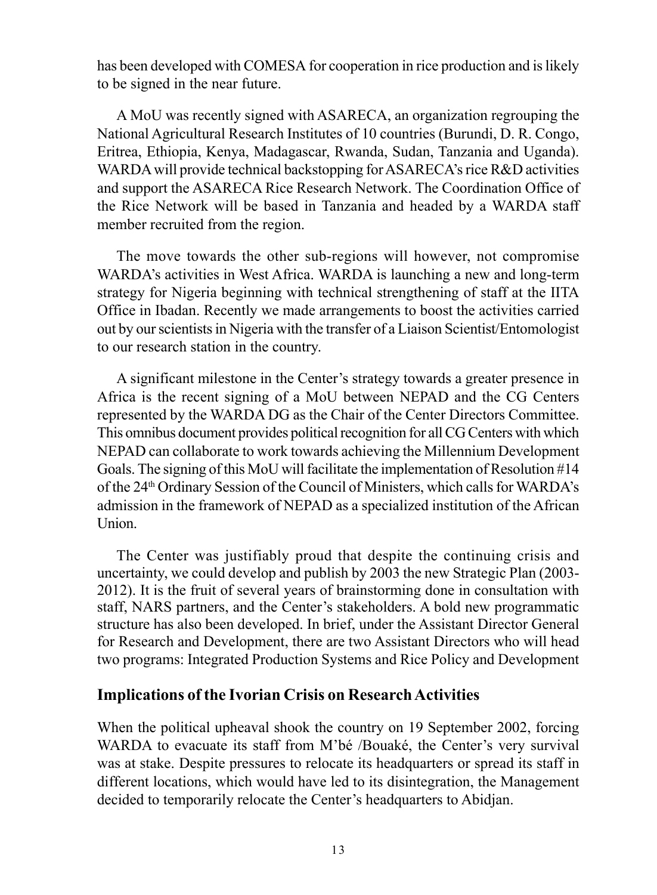has been developed with COMESA for cooperation in rice production and is likely to be signed in the near future.

A MoU was recently signed with ASARECA, an organization regrouping the National Agricultural Research Institutes of 10 countries (Burundi, D. R. Congo, Eritrea, Ethiopia, Kenya, Madagascar, Rwanda, Sudan, Tanzania and Uganda). WARDA will provide technical backstopping for ASARECA's rice R&D activities and support the ASARECA Rice Research Network. The Coordination Office of the Rice Network will be based in Tanzania and headed by a WARDA staff member recruited from the region.

The move towards the other sub-regions will however, not compromise WARDA's activities in West Africa. WARDA is launching a new and long-term strategy for Nigeria beginning with technical strengthening of staff at the IITA Office in Ibadan. Recently we made arrangements to boost the activities carried out by our scientists in Nigeria with the transfer of a Liaison Scientist/Entomologist to our research station in the country.

A significant milestone in the Center's strategy towards a greater presence in Africa is the recent signing of a MoU between NEPAD and the CG Centers represented by the WARDA DG as the Chair of the Center Directors Committee. This omnibus document provides political recognition for all CG Centers with which NEPAD can collaborate to work towards achieving the Millennium Development Goals. The signing of this MoU will facilitate the implementation of Resolution #14 of the 24th Ordinary Session of the Council of Ministers, which calls for WARDA's admission in the framework of NEPAD as a specialized institution of the African Union.

The Center was justifiably proud that despite the continuing crisis and uncertainty, we could develop and publish by 2003 the new Strategic Plan (2003-2012). It is the fruit of several years of brainstorming done in consultation with staff, NARS partners, and the Center's stakeholders. A bold new programmatic structure has also been developed. In brief, under the Assistant Director General for Research and Development, there are two Assistant Directors who will head two programs: Integrated Production Systems and Rice Policy and Development

## Implications of the Ivorian Crisis on Research Activities

When the political upheaval shook the country on 19 September 2002, forcing WARDA to evacuate its staff from M'bé /Bouaké, the Center's very survival was at stake. Despite pressures to relocate its headquarters or spread its staff in different locations, which would have led to its disintegration, the Management decided to temporarily relocate the Center's headquarters to Abidjan.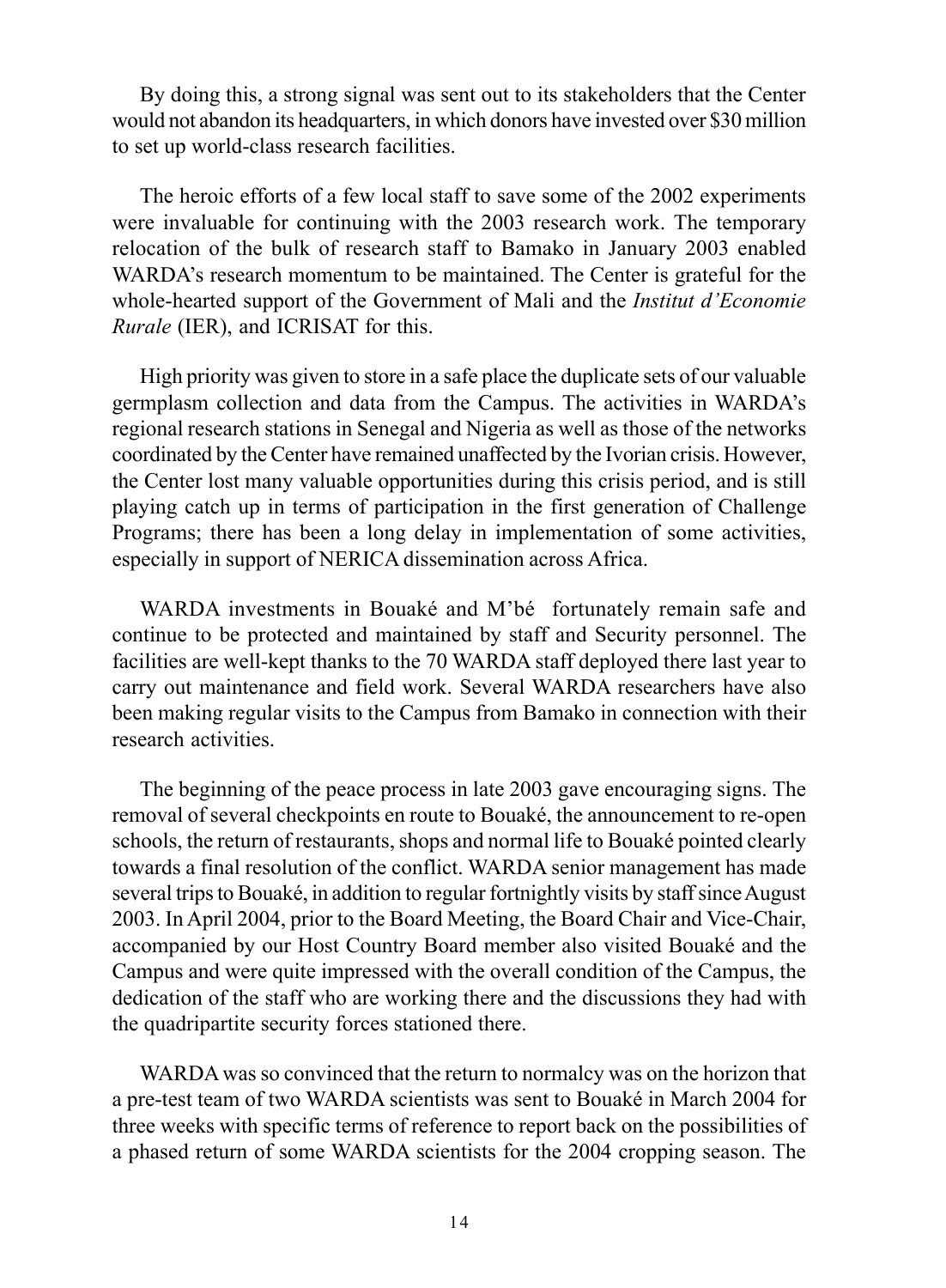By doing this, a strong signal was sent out to its stakeholders that the Center would not abandon its headquarters, in which donors have invested over $30 million to set up world-class research facilities.

The heroic efforts of a few local staff to save some of the 2002 experiments were invaluable for continuing with the 2003 research work. The temporary relocation of the bulk of research staff to Bamako in January 2003 enabled WARDA's research momentum to be maintained. The Center is grateful for the whole-hearted support of the Government of Mali and the *Institut d'Economie Rurale* (IER), and ICRISAT for this.

High priority was given to store in a safe place the duplicate sets of our valuable germplasm collection and data from the Campus. The activities in WARDA's regional research stations in Senegal and Nigeria as well as those of the networks coordinated by the Center have remained unaffected by the Ivorian crisis. However, the Center lost many valuable opportunities during this crisis period, and is still playing catch up in terms of participation in the first generation of Challenge Programs; there has been a long delay in implementation of some activities, especially in support of NERICA dissemination across Africa.

WARDA investments in Bouaké and M'bé fortunately remain safe and continue to be protected and maintained by staff and Security personnel. The facilities are well-kept thanks to the 70 WARDA staff deployed there last year to carry out maintenance and field work. Several WARDA researchers have also been making regular visits to the Campus from Bamako in connection with their research activities.

The beginning of the peace process in late 2003 gave encouraging signs. The removal of several checkpoints en route to Bouaké, the announcement to re-open schools, the return of restaurants, shops and normal life to Bouaké pointed clearly towards a final resolution of the conflict. WARDA senior management has made several trips to Bouaké, in addition to regular fortnightly visits by staff since August 2003. In April 2004, prior to the Board Meeting, the Board Chair and Vice-Chair, accompanied by our Host Country Board member also visited Bouaké and the Campus and were quite impressed with the overall condition of the Campus, the dedication of the staff who are working there and the discussions they had with the quadripartite security forces stationed there.

WARDA was so convinced that the return to normalcy was on the horizon that a pre-test team of two WARDA scientists was sent to Bouaké in March 2004 for three weeks with specific terms of reference to report back on the possibilities of a phased return of some WARDA scientists for the 2004 cropping season. The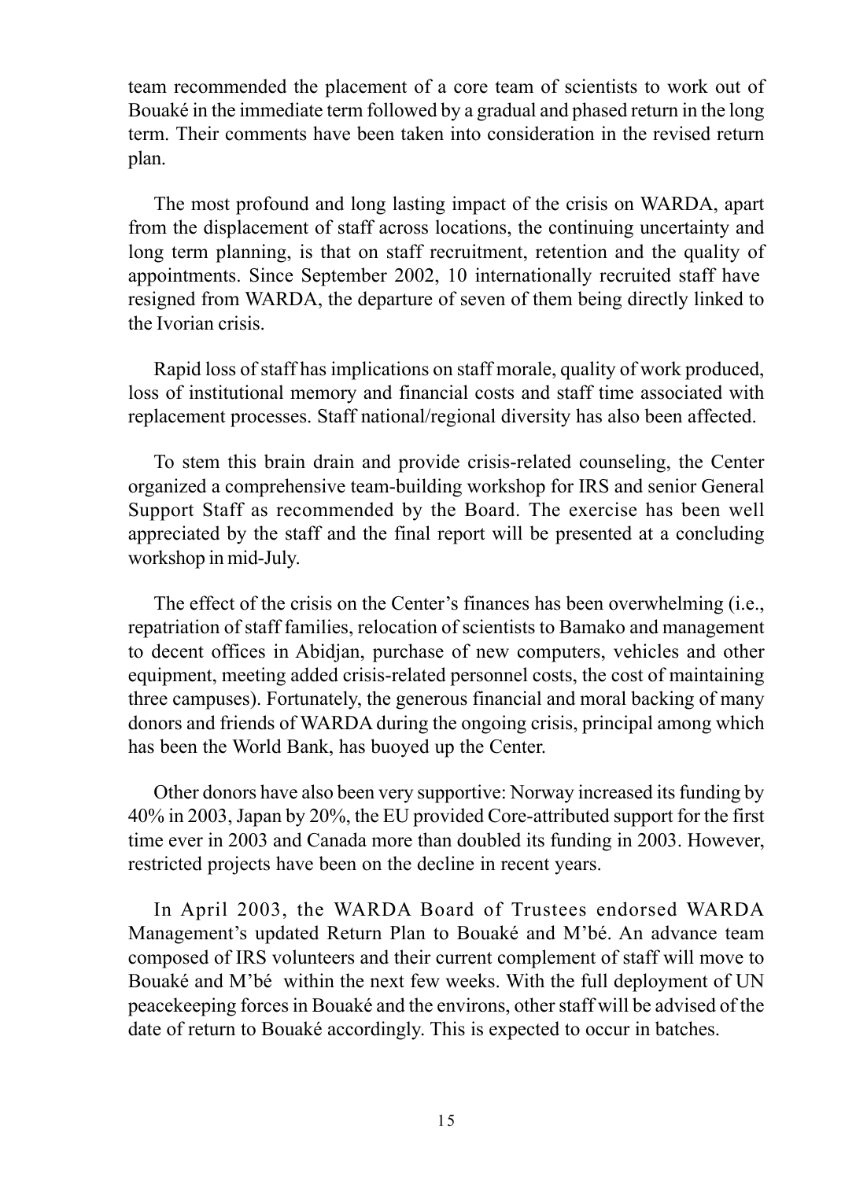team recommended the placement of a core team of scientists to work out of Bouaké in the immediate term followed by a gradual and phased return in the long term. Their comments have been taken into consideration in the revised return plan.

The most profound and long lasting impact of the crisis on WARDA, apart from the displacement of staff across locations, the continuing uncertainty and long term planning, is that on staff recruitment, retention and the quality of appointments. Since September 2002, 10 internationally recruited staff have resigned from WARDA, the departure of seven of them being directly linked to the Ivorian crisis.

Rapid loss of staff has implications on staff morale, quality of work produced, loss of institutional memory and financial costs and staff time associated with replacement processes. Staff national/regional diversity has also been affected.

To stem this brain drain and provide crisis-related counseling, the Center organized a comprehensive team-building workshop for IRS and senior General Support Staff as recommended by the Board. The exercise has been well appreciated by the staff and the final report will be presented at a concluding workshop in mid-July.

The effect of the crisis on the Center's finances has been overwhelming (i.e., repatriation of staff families, relocation of scientists to Bamako and management to decent offices in Abidjan, purchase of new computers, vehicles and other equipment, meeting added crisis-related personnel costs, the cost of maintaining three campuses). Fortunately, the generous financial and moral backing of many donors and friends of WARDA during the ongoing crisis, principal among which has been the World Bank, has buoyed up the Center.

Other donors have also been very supportive: Norway increased its funding by 40% in 2003, Japan by 20%, the EU provided Core-attributed support for the first time ever in 2003 and Canada more than doubled its funding in 2003. However, restricted projects have been on the decline in recent years.

In April 2003, the WARDA Board of Trustees endorsed WARDA Management's updated Return Plan to Bouaké and M'bé. An advance team composed of IRS volunteers and their current complement of staff will move to Bouaké and M'bé within the next few weeks. With the full deployment of UN peacekeeping forces in Bouaké and the environs, other staff will be advised of the date of return to Bouaké accordingly. This is expected to occur in batches.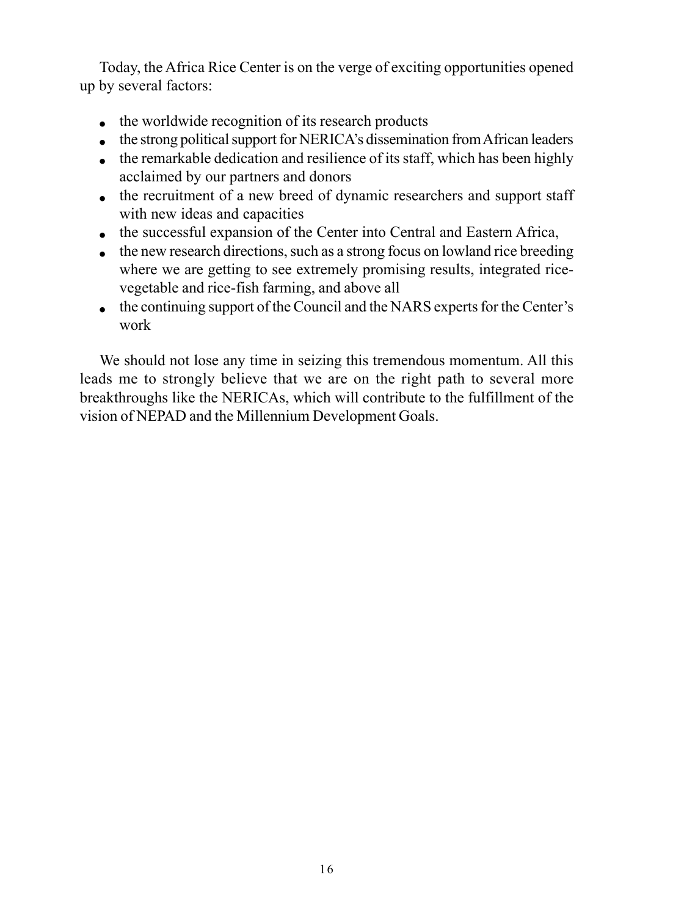Today, the Africa Rice Center is on the verge of exciting opportunities opened up by several factors:

- the worldwide recognition of its research products
- the strong political support for NERICA's dissemination from African leaders
- the remarkable dedication and resilience of its staff, which has been highly acclaimed by our partners and donors
- the recruitment of a new breed of dynamic researchers and support staff with new ideas and capacities
- the successful expansion of the Center into Central and Eastern Africa,
- the new research directions, such as a strong focus on lowland rice breeding where we are getting to see extremely promising results, integrated rice-vegetable and rice-fish farming, and above all
- the continuing support of the Council and the NARS experts for the Center's work

We should not lose any time in seizing this tremendous momentum. All this leads me to strongly believe that we are on the right path to several more breakthroughs like the NERICAs, which will contribute to the fulfillment of the vision of NEPAD and the Millennium Development Goals.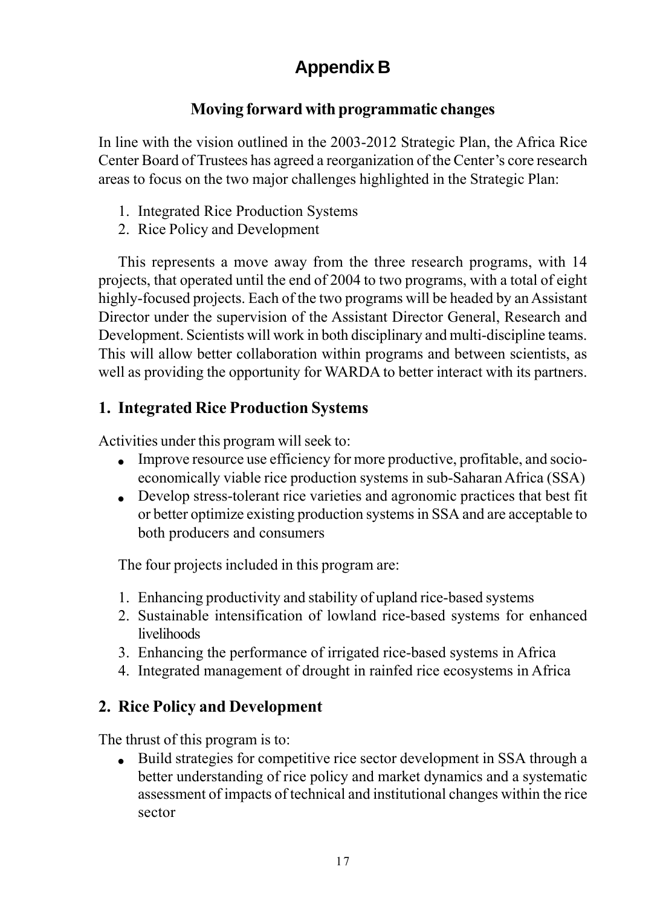# Appendix B

## Moving forward with programmatic changes

In line with the vision outlined in the 2003-2012 Strategic Plan, the Africa Rice Center Board of Trustees has agreed a reorganization of the Center's core research areas to focus on the two major challenges highlighted in the Strategic Plan:

1. Integrated Rice Production Systems
2. Rice Policy and Development

This represents a move away from the three research programs, with 14 projects, that operated until the end of 2004 to two programs, with a total of eight highly-focused projects. Each of the two programs will be headed by an Assistant Director under the supervision of the Assistant Director General, Research and Development. Scientists will work in both disciplinary and multi-discipline teams. This will allow better collaboration within programs and between scientists, as well as providing the opportunity for WARDA to better interact with its partners.

### 1. Integrated Rice Production Systems

Activities under this program will seek to:

- Improve resource use efficiency for more productive, profitable, and socio-economically viable rice production systems in sub-Saharan Africa (SSA)
- Develop stress-tolerant rice varieties and agronomic practices that best fit or better optimize existing production systems in SSA and are acceptable to both producers and consumers

The four projects included in this program are:

1. Enhancing productivity and stability of upland rice-based systems
2. Sustainable intensification of lowland rice-based systems for enhanced livelihoods
3. Enhancing the performance of irrigated rice-based systems in Africa
4. Integrated management of drought in rainfed rice ecosystems in Africa

### 2. Rice Policy and Development

The thrust of this program is to:

- Build strategies for competitive rice sector development in SSA through a better understanding of rice policy and market dynamics and a systematic assessment of impacts of technical and institutional changes within the rice sector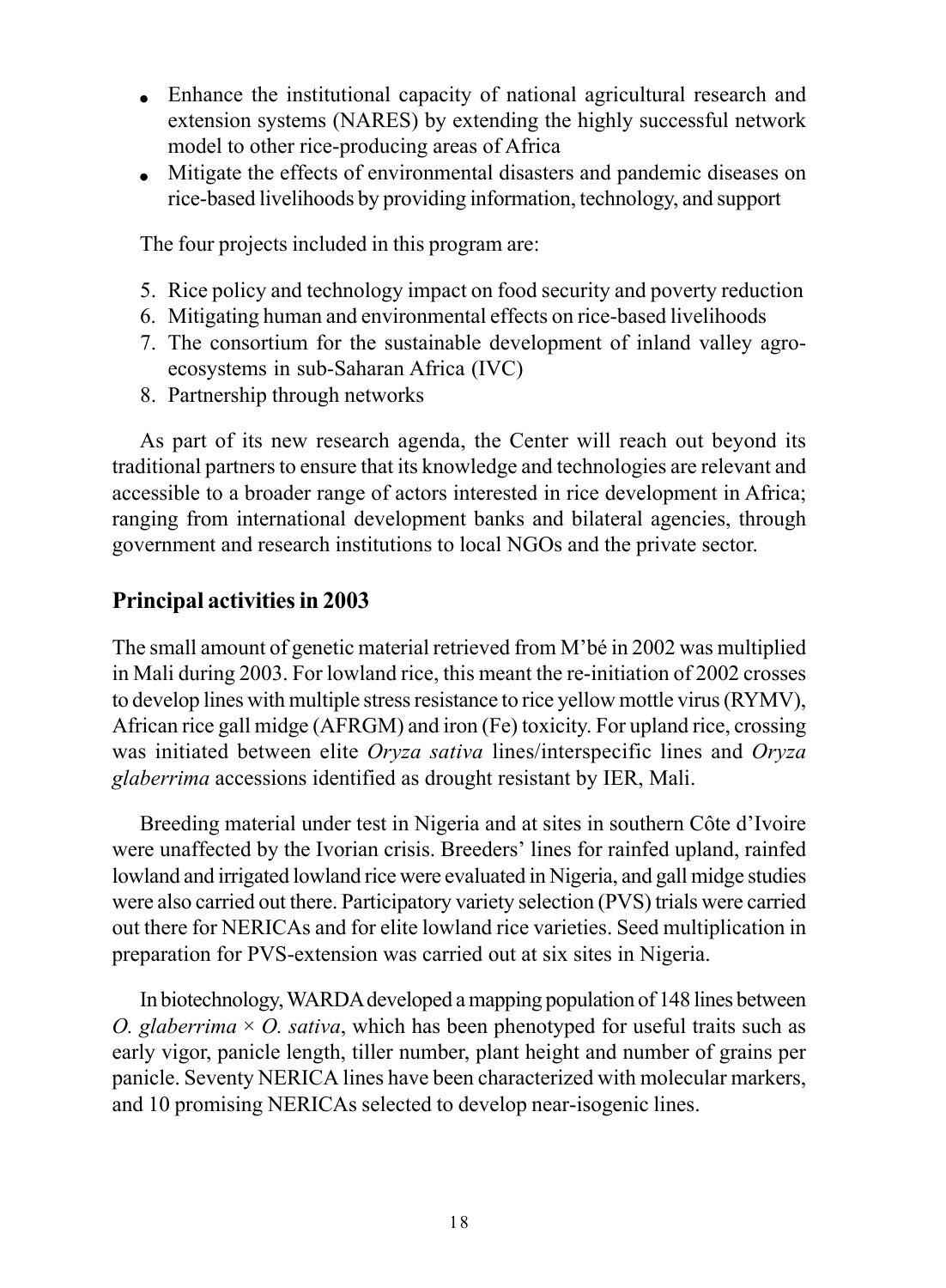- Enhance the institutional capacity of national agricultural research and extension systems (NARES) by extending the highly successful network model to other rice-producing areas of Africa
- Mitigate the effects of environmental disasters and pandemic diseases on rice-based livelihoods by providing information, technology, and support

The four projects included in this program are:

5. Rice policy and technology impact on food security and poverty reduction
6. Mitigating human and environmental effects on rice-based livelihoods
7. The consortium for the sustainable development of inland valley agro-ecosystems in sub-Saharan Africa (IVC)
8. Partnership through networks

As part of its new research agenda, the Center will reach out beyond its traditional partners to ensure that its knowledge and technologies are relevant and accessible to a broader range of actors interested in rice development in Africa; ranging from international development banks and bilateral agencies, through government and research institutions to local NGOs and the private sector.

## Principal activities in 2003

The small amount of genetic material retrieved from M'bé in 2002 was multiplied in Mali during 2003. For lowland rice, this meant the re-initiation of 2002 crosses to develop lines with multiple stress resistance to rice yellow mottle virus (RYMV), African rice gall midge (AFRGM) and iron (Fe) toxicity. For upland rice, crossing was initiated between elite *Oryza sativa* lines/interspecific lines and *Oryza glaberrima* accessions identified as drought resistant by IER, Mali.

Breeding material under test in Nigeria and at sites in southern Côte d'Ivoire were unaffected by the Ivorian crisis. Breeders' lines for rainfed upland, rainfed lowland and irrigated lowland rice were evaluated in Nigeria, and gall midge studies were also carried out there. Participatory variety selection (PVS) trials were carried out there for NERICAs and for elite lowland rice varieties. Seed multiplication in preparation for PVS-extension was carried out at six sites in Nigeria.

In biotechnology, WARDA developed a mapping population of 148 lines between *O. glaberrima* × *O. sativa*, which has been phenotyped for useful traits such as early vigor, panicle length, tiller number, plant height and number of grains per panicle. Seventy NERICA lines have been characterized with molecular markers, and 10 promising NERICAs selected to develop near-isogenic lines.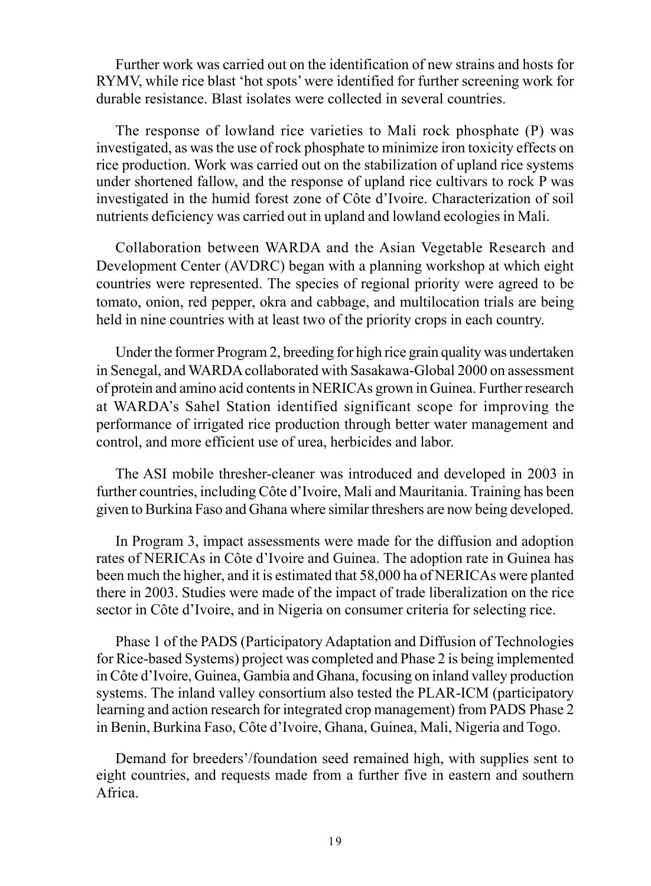Further work was carried out on the identification of new strains and hosts for RYMV, while rice blast 'hot spots' were identified for further screening work for durable resistance. Blast isolates were collected in several countries.

The response of lowland rice varieties to Mali rock phosphate (P) was investigated, as was the use of rock phosphate to minimize iron toxicity effects on rice production. Work was carried out on the stabilization of upland rice systems under shortened fallow, and the response of upland rice cultivars to rock P was investigated in the humid forest zone of Côte d'Ivoire. Characterization of soil nutrients deficiency was carried out in upland and lowland ecologies in Mali.

Collaboration between WARDA and the Asian Vegetable Research and Development Center (AVDRC) began with a planning workshop at which eight countries were represented. The species of regional priority were agreed to be tomato, onion, red pepper, okra and cabbage, and multilocation trials are being held in nine countries with at least two of the priority crops in each country.

Under the former Program 2, breeding for high rice grain quality was undertaken in Senegal, and WARDA collaborated with Sasakawa-Global 2000 on assessment of protein and amino acid contents in NERICAs grown in Guinea. Further research at WARDA's Sahel Station identified significant scope for improving the performance of irrigated rice production through better water management and control, and more efficient use of urea, herbicides and labor.

The ASI mobile thresher-cleaner was introduced and developed in 2003 in further countries, including Côte d'Ivoire, Mali and Mauritania. Training has been given to Burkina Faso and Ghana where similar threshers are now being developed.

In Program 3, impact assessments were made for the diffusion and adoption rates of NERICAs in Côte d'Ivoire and Guinea. The adoption rate in Guinea has been much the higher, and it is estimated that 58,000 ha of NERICAs were planted there in 2003. Studies were made of the impact of trade liberalization on the rice sector in Côte d'Ivoire, and in Nigeria on consumer criteria for selecting rice.

Phase 1 of the PADS (Participatory Adaptation and Diffusion of Technologies for Rice-based Systems) project was completed and Phase 2 is being implemented in Côte d'Ivoire, Guinea, Gambia and Ghana, focusing on inland valley production systems. The inland valley consortium also tested the PLAR-ICM (participatory learning and action research for integrated crop management) from PADS Phase 2 in Benin, Burkina Faso, Côte d'Ivoire, Ghana, Guinea, Mali, Nigeria and Togo.

Demand for breeders'/foundation seed remained high, with supplies sent to eight countries, and requests made from a further five in eastern and southern Africa.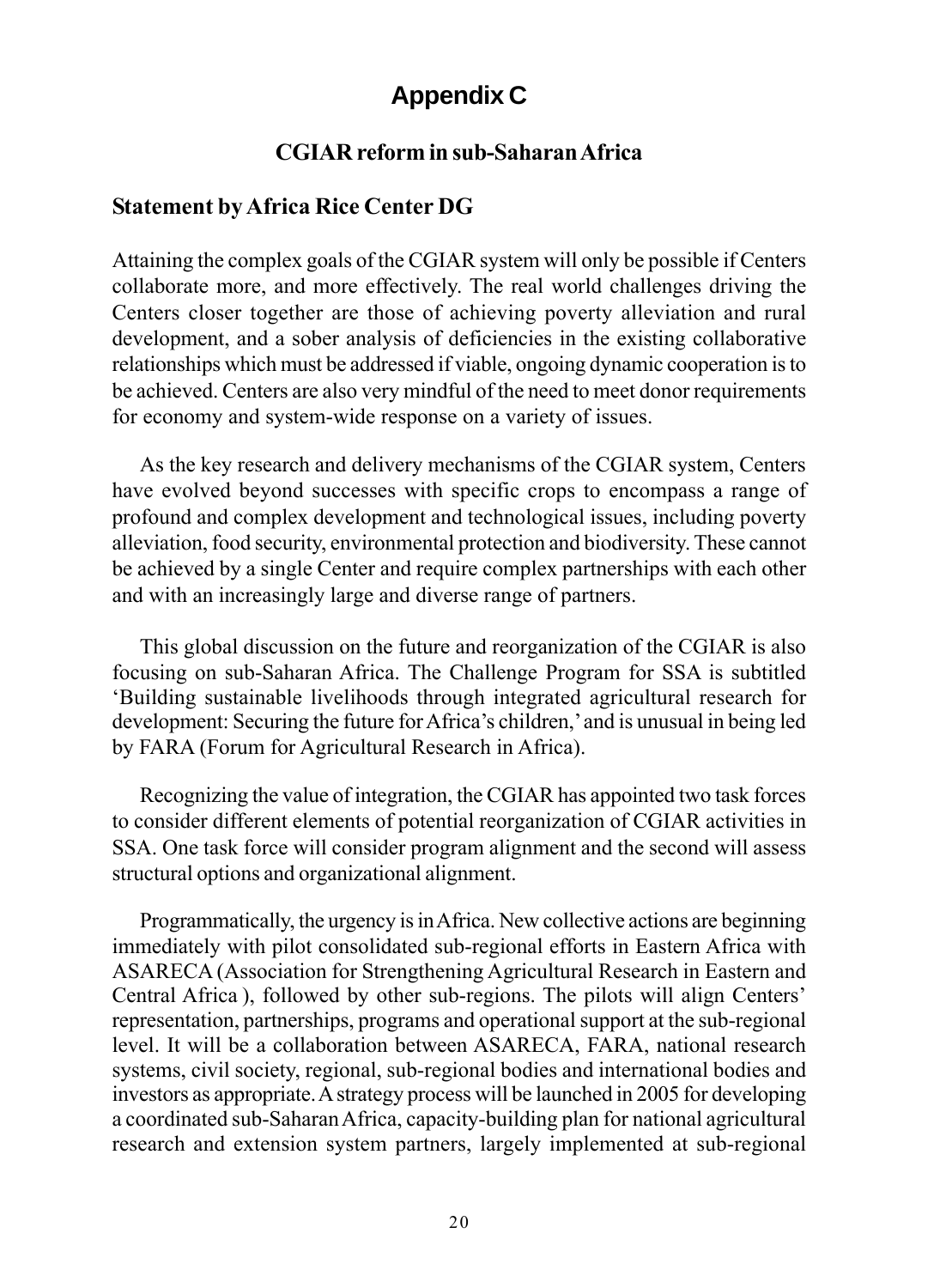# Appendix C

## CGIAR reform in sub-Saharan Africa

### Statement by Africa Rice Center DG

Attaining the complex goals of the CGIAR system will only be possible if Centers collaborate more, and more effectively. The real world challenges driving the Centers closer together are those of achieving poverty alleviation and rural development, and a sober analysis of deficiencies in the existing collaborative relationships which must be addressed if viable, ongoing dynamic cooperation is to be achieved. Centers are also very mindful of the need to meet donor requirements for economy and system-wide response on a variety of issues.

As the key research and delivery mechanisms of the CGIAR system, Centers have evolved beyond successes with specific crops to encompass a range of profound and complex development and technological issues, including poverty alleviation, food security, environmental protection and biodiversity. These cannot be achieved by a single Center and require complex partnerships with each other and with an increasingly large and diverse range of partners.

This global discussion on the future and reorganization of the CGIAR is also focusing on sub-Saharan Africa. The Challenge Program for SSA is subtitled 'Building sustainable livelihoods through integrated agricultural research for development: Securing the future for Africa's children,' and is unusual in being led by FARA (Forum for Agricultural Research in Africa).

Recognizing the value of integration, the CGIAR has appointed two task forces to consider different elements of potential reorganization of CGIAR activities in SSA. One task force will consider program alignment and the second will assess structural options and organizational alignment.

Programmatically, the urgency is in Africa. New collective actions are beginning immediately with pilot consolidated sub-regional efforts in Eastern Africa with ASARECA (Association for Strengthening Agricultural Research in Eastern and Central Africa ), followed by other sub-regions. The pilots will align Centers' representation, partnerships, programs and operational support at the sub-regional level. It will be a collaboration between ASARECA, FARA, national research systems, civil society, regional, sub-regional bodies and international bodies and investors as appropriate. A strategy process will be launched in 2005 for developing a coordinated sub-Saharan Africa, capacity-building plan for national agricultural research and extension system partners, largely implemented at sub-regional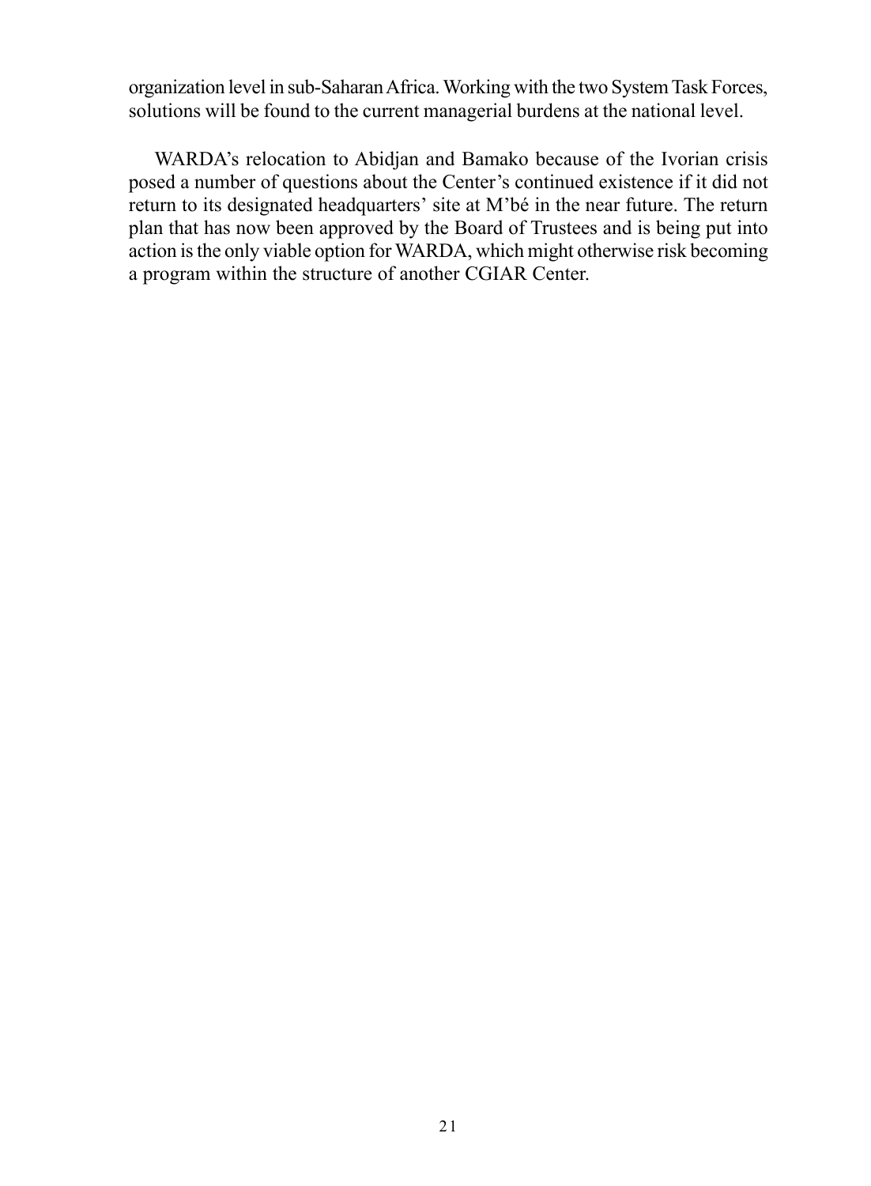organization level in sub-Saharan Africa. Working with the two System Task Forces, solutions will be found to the current managerial burdens at the national level.

WARDA's relocation to Abidjan and Bamako because of the Ivorian crisis posed a number of questions about the Center's continued existence if it did not return to its designated headquarters' site at M'bé in the near future. The return plan that has now been approved by the Board of Trustees and is being put into action is the only viable option for WARDA, which might otherwise risk becoming a program within the structure of another CGIAR Center.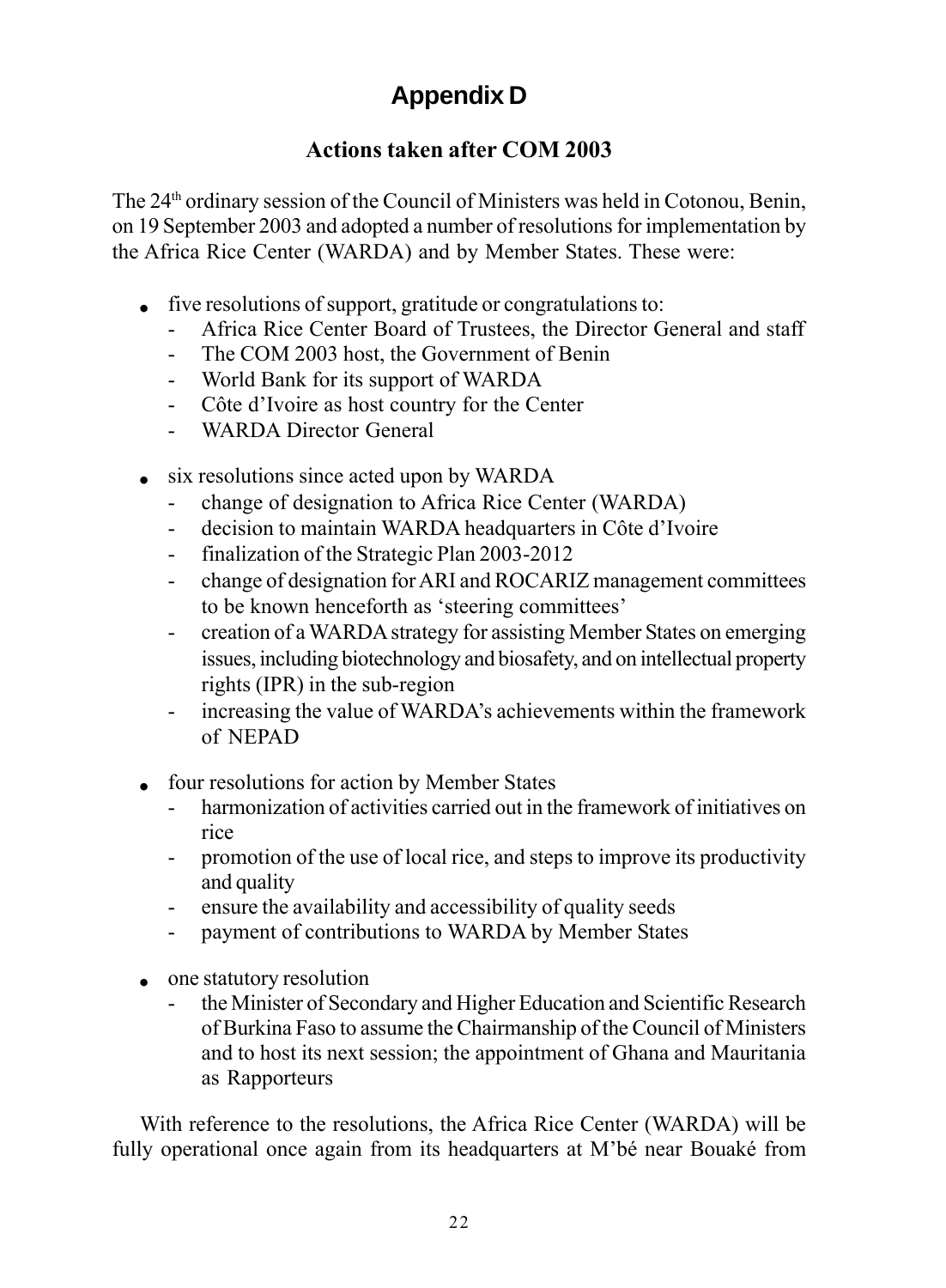# Appendix D

## Actions taken after COM 2003

The 24th ordinary session of the Council of Ministers was held in Cotonou, Benin, on 19 September 2003 and adopted a number of resolutions for implementation by the Africa Rice Center (WARDA) and by Member States. These were:

- five resolutions of support, gratitude or congratulations to:
  - Africa Rice Center Board of Trustees, the Director General and staff
  - The COM 2003 host, the Government of Benin
  - World Bank for its support of WARDA
  - Côte d'Ivoire as host country for the Center
  - WARDA Director General
- six resolutions since acted upon by WARDA
  - change of designation to Africa Rice Center (WARDA)
  - decision to maintain WARDA headquarters in Côte d'Ivoire
  - finalization of the Strategic Plan 2003-2012
  - change of designation for ARI and ROCARIZ management committees to be known henceforth as 'steering committees'
  - creation of a WARDA strategy for assisting Member States on emerging issues, including biotechnology and biosafety, and on intellectual property rights (IPR) in the sub-region
  - increasing the value of WARDA's achievements within the framework of NEPAD
- four resolutions for action by Member States
  - harmonization of activities carried out in the framework of initiatives on rice
  - promotion of the use of local rice, and steps to improve its productivity and quality
  - ensure the availability and accessibility of quality seeds
  - payment of contributions to WARDA by Member States
- one statutory resolution
  - the Minister of Secondary and Higher Education and Scientific Research of Burkina Faso to assume the Chairmanship of the Council of Ministers and to host its next session; the appointment of Ghana and Mauritania as Rapporteurs

With reference to the resolutions, the Africa Rice Center (WARDA) will be fully operational once again from its headquarters at M'bé near Bouaké from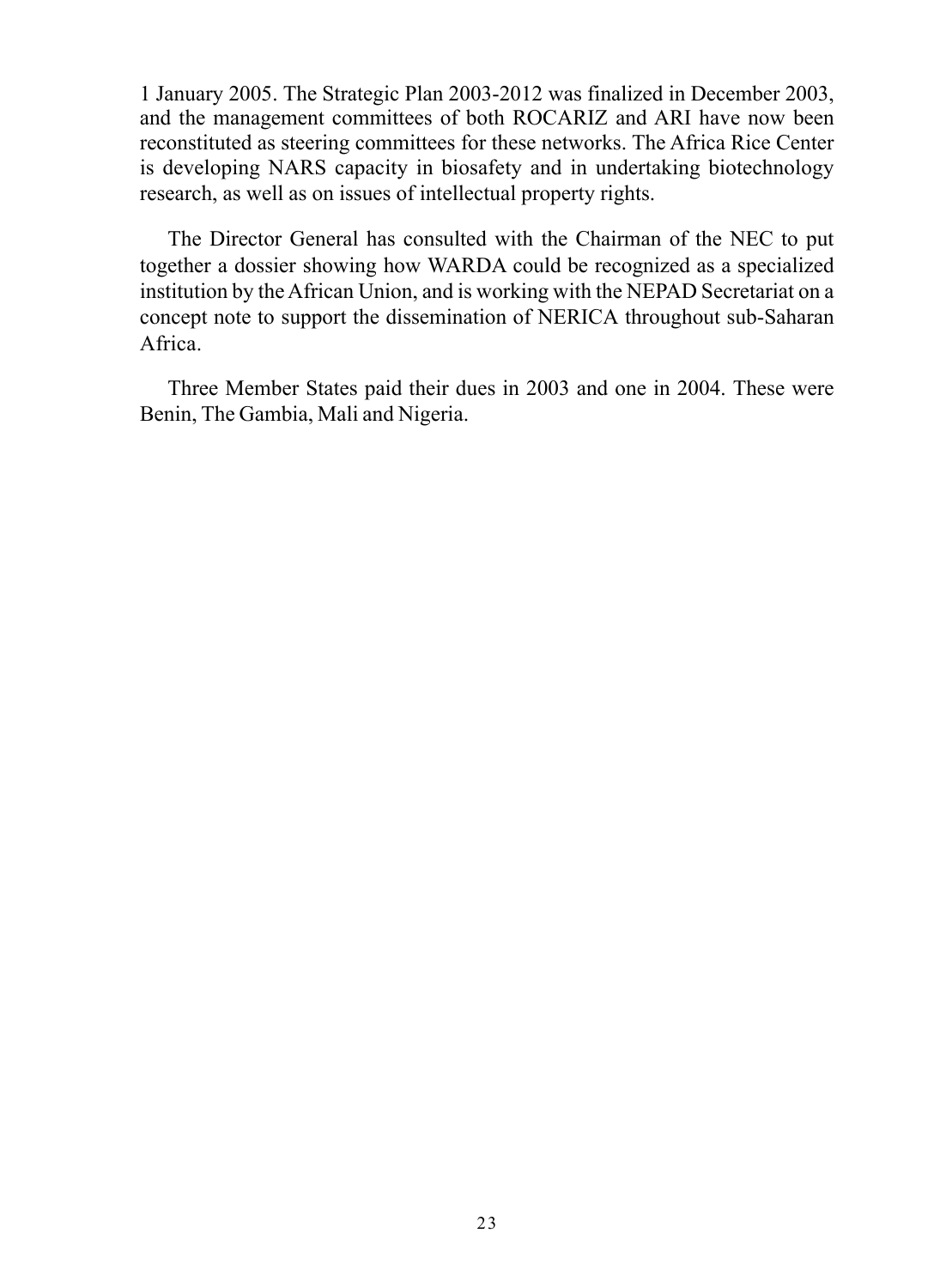1 January 2005. The Strategic Plan 2003-2012 was finalized in December 2003, and the management committees of both ROCARIZ and ARI have now been reconstituted as steering committees for these networks. The Africa Rice Center is developing NARS capacity in biosafety and in undertaking biotechnology research, as well as on issues of intellectual property rights.

The Director General has consulted with the Chairman of the NEC to put together a dossier showing how WARDA could be recognized as a specialized institution by the African Union, and is working with the NEPAD Secretariat on a concept note to support the dissemination of NERICA throughout sub-Saharan Africa.

Three Member States paid their dues in 2003 and one in 2004. These were Benin, The Gambia, Mali and Nigeria.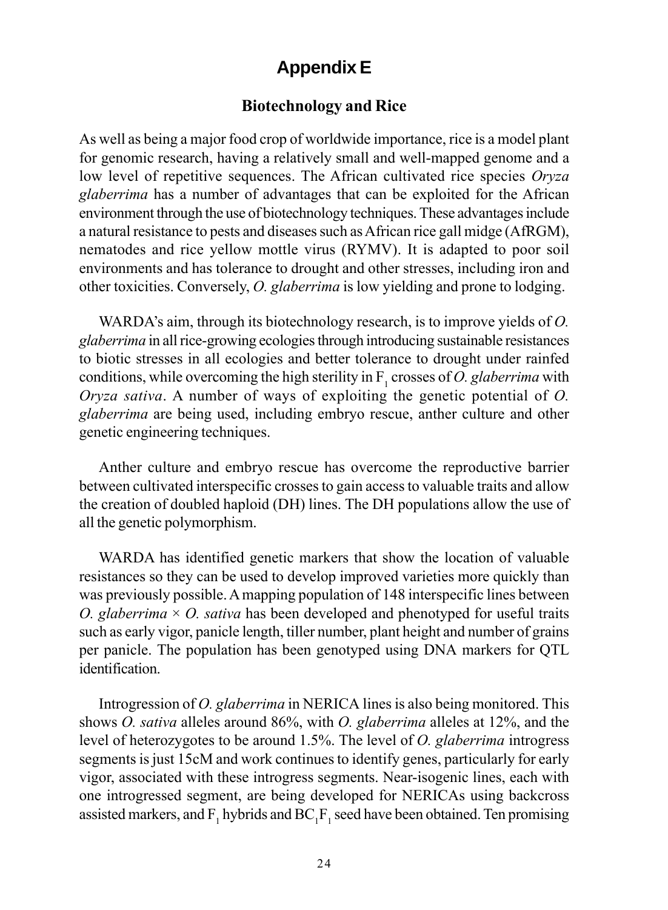# Appendix E

## Biotechnology and Rice

As well as being a major food crop of worldwide importance, rice is a model plant for genomic research, having a relatively small and well-mapped genome and a low level of repetitive sequences. The African cultivated rice species *Oryza glaberrima* has a number of advantages that can be exploited for the African environment through the use of biotechnology techniques. These advantages include a natural resistance to pests and diseases such as African rice gall midge (AfRGM), nematodes and rice yellow mottle virus (RYMV). It is adapted to poor soil environments and has tolerance to drought and other stresses, including iron and other toxicities. Conversely, *O. glaberrima* is low yielding and prone to lodging.

WARDA's aim, through its biotechnology research, is to improve yields of *O. glaberrima* in all rice-growing ecologies through introducing sustainable resistances to biotic stresses in all ecologies and better tolerance to drought under rainfed conditions, while overcoming the high sterility in $F_1$ crosses of *O. glaberrima* with *Oryza sativa*. A number of ways of exploiting the genetic potential of *O. glaberrima* are being used, including embryo rescue, anther culture and other genetic engineering techniques.

Anther culture and embryo rescue has overcome the reproductive barrier between cultivated interspecific crosses to gain access to valuable traits and allow the creation of doubled haploid (DH) lines. The DH populations allow the use of all the genetic polymorphism.

WARDA has identified genetic markers that show the location of valuable resistances so they can be used to develop improved varieties more quickly than was previously possible. A mapping population of 148 interspecific lines between *O. glaberrima* × *O. sativa* has been developed and phenotyped for useful traits such as early vigor, panicle length, tiller number, plant height and number of grains per panicle. The population has been genotyped using DNA markers for QTL identification.

Introgression of *O. glaberrima* in NERICA lines is also being monitored. This shows *O. sativa* alleles around 86%, with *O. glaberrima* alleles at 12%, and the level of heterozygotes to be around 1.5%. The level of *O. glaberrima* introgress segments is just 15cM and work continues to identify genes, particularly for early vigor, associated with these introgress segments. Near-isogenic lines, each with one introgressed segment, are being developed for NERICAs using backcross assisted markers, and $F_1$ hybrids and $BC_1F_1$ seed have been obtained. Ten promising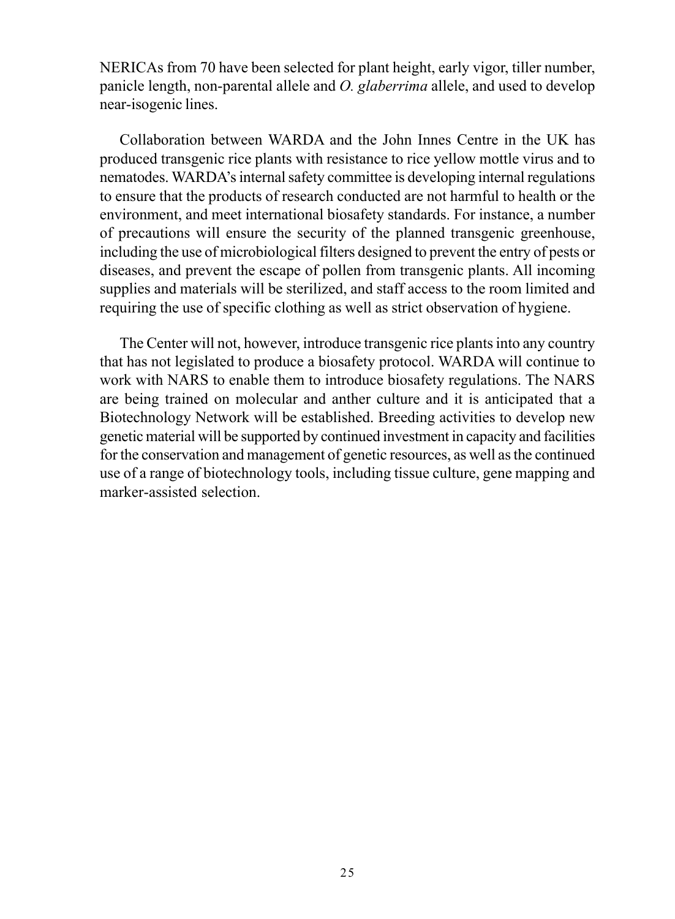NERICAs from 70 have been selected for plant height, early vigor, tiller number, panicle length, non-parental allele and *O. glaberrima* allele, and used to develop near-isogenic lines.

Collaboration between WARDA and the John Innes Centre in the UK has produced transgenic rice plants with resistance to rice yellow mottle virus and to nematodes. WARDA's internal safety committee is developing internal regulations to ensure that the products of research conducted are not harmful to health or the environment, and meet international biosafety standards. For instance, a number of precautions will ensure the security of the planned transgenic greenhouse, including the use of microbiological filters designed to prevent the entry of pests or diseases, and prevent the escape of pollen from transgenic plants. All incoming supplies and materials will be sterilized, and staff access to the room limited and requiring the use of specific clothing as well as strict observation of hygiene.

The Center will not, however, introduce transgenic rice plants into any country that has not legislated to produce a biosafety protocol. WARDA will continue to work with NARS to enable them to introduce biosafety regulations. The NARS are being trained on molecular and anther culture and it is anticipated that a Biotechnology Network will be established. Breeding activities to develop new genetic material will be supported by continued investment in capacity and facilities for the conservation and management of genetic resources, as well as the continued use of a range of biotechnology tools, including tissue culture, gene mapping and marker-assisted selection.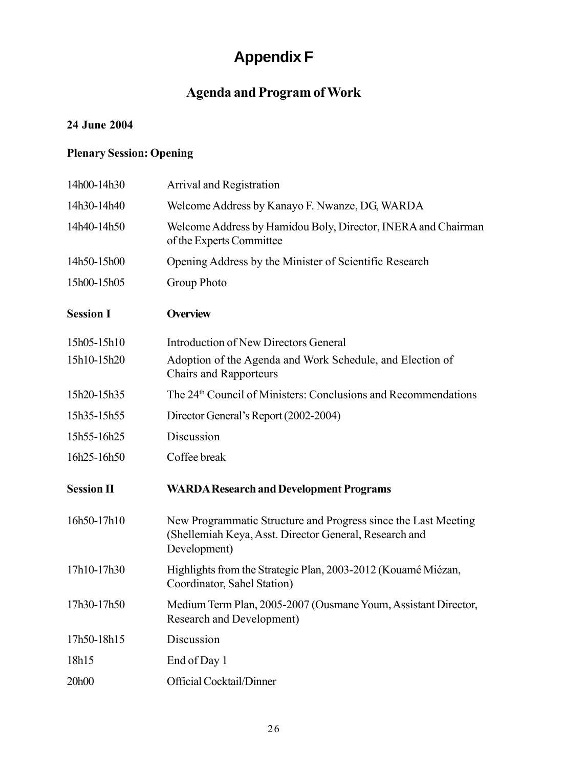# Appendix F

## Agenda and Program of Work

**24 June 2004**

**Plenary Session: Opening**

| | |
|---|---|
| 14h00-14h30 | Arrival and Registration |
| 14h30-14h40 | Welcome Address by Kanayo F. Nwanze, DG, WARDA |
| 14h40-14h50 | Welcome Address by Hamidou Boly, Director, INERA and Chairman of the Experts Committee |
| 14h50-15h00 | Opening Address by the Minister of Scientific Research |
| 15h00-15h05 | Group Photo |
| **Session I** | **Overview** |
| 15h05-15h10 | Introduction of New Directors General |
| 15h10-15h20 | Adoption of the Agenda and Work Schedule, and Election of Chairs and Rapporteurs |
| 15h20-15h35 | The 24th Council of Ministers: Conclusions and Recommendations |
| 15h35-15h55 | Director General's Report (2002-2004) |
| 15h55-16h25 | Discussion |
| 16h25-16h50 | Coffee break |
| **Session II** | **WARDA Research and Development Programs** |
| 16h50-17h10 | New Programmatic Structure and Progress since the Last Meeting (Shellemiah Keya, Asst. Director General, Research and Development) |
| 17h10-17h30 | Highlights from the Strategic Plan, 2003-2012 (Kouamé Miézan, Coordinator, Sahel Station) |
| 17h30-17h50 | Medium Term Plan, 2005-2007 (Ousmane Youm, Assistant Director, Research and Development) |
| 17h50-18h15 | Discussion |
| 18h15 | End of Day 1 |
| 20h00 | Official Cocktail/Dinner |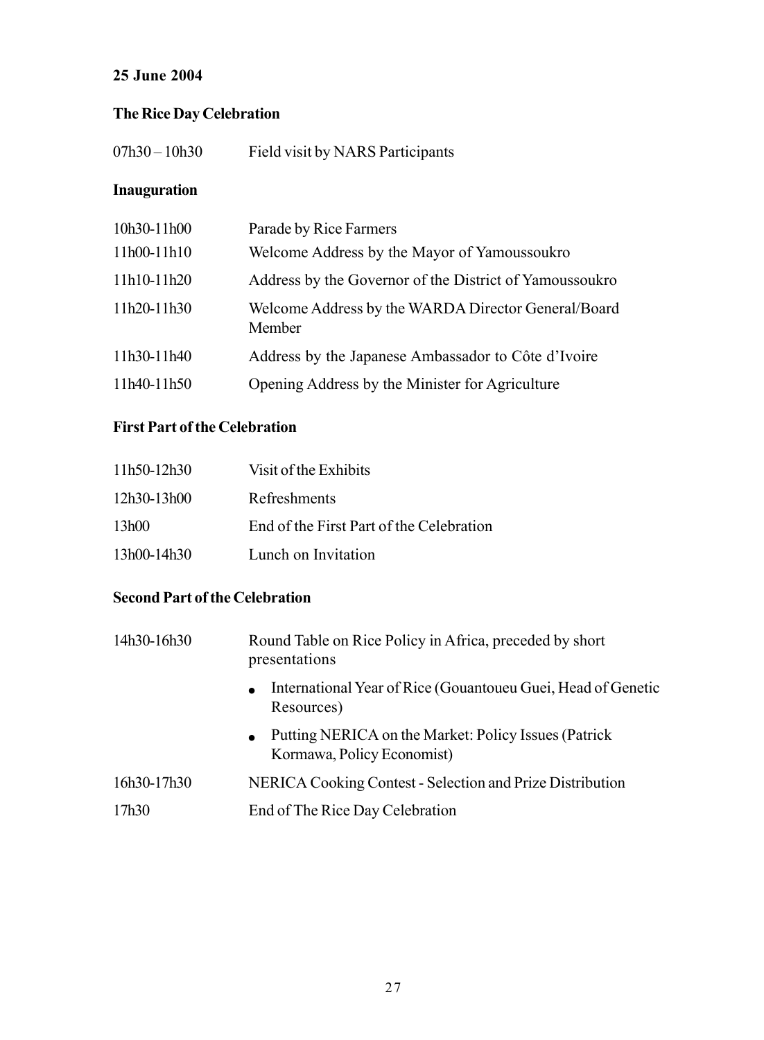**25 June 2004**

**The Rice Day Celebration**

| | |
|---|---|
| 07h30 – 10h30 | Field visit by NARS Participants |

**Inauguration**

| | |
|---|---|
| 10h30-11h00 | Parade by Rice Farmers |
| 11h00-11h10 | Welcome Address by the Mayor of Yamoussoukro |
| 11h10-11h20 | Address by the Governor of the District of Yamoussoukro |
| 11h20-11h30 | Welcome Address by the WARDA Director General/Board Member |
| 11h30-11h40 | Address by the Japanese Ambassador to Côte d'Ivoire |
| 11h40-11h50 | Opening Address by the Minister for Agriculture |

**First Part of the Celebration**

| | |
|---|---|
| 11h50-12h30 | Visit of the Exhibits |
| 12h30-13h00 | Refreshments |
| 13h00 | End of the First Part of the Celebration |
| 13h00-14h30 | Lunch on Invitation |

**Second Part of the Celebration**

| | |
|---|---|
| 14h30-16h30 | Round Table on Rice Policy in Africa, preceded by short presentations<br>• International Year of Rice (Gouantoueu Guei, Head of Genetic Resources)<br>• Putting NERICA on the Market: Policy Issues (Patrick Kormawa, Policy Economist) |
| 16h30-17h30 | NERICA Cooking Contest - Selection and Prize Distribution |
| 17h30 | End of The Rice Day Celebration |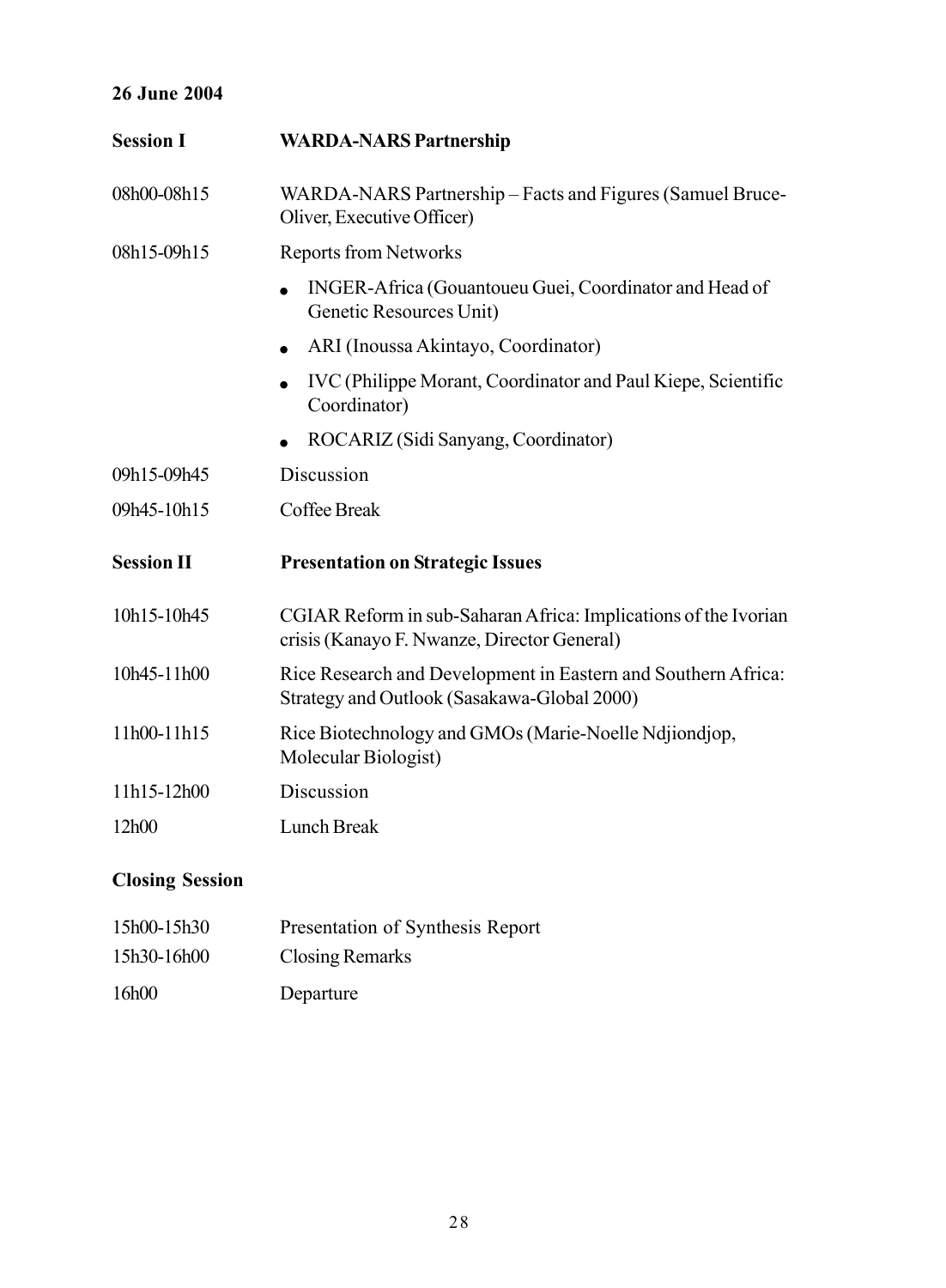**26 June 2004**

| | |
|---|---|
| **Session I** | **WARDA-NARS Partnership** |
| 08h00-08h15 | WARDA-NARS Partnership – Facts and Figures (Samuel Bruce-Oliver, Executive Officer) |
| 08h15-09h15 | Reports from Networks<br>• INGER-Africa (Gouantoueu Guei, Coordinator and Head of Genetic Resources Unit)<br>• ARI (Inoussa Akintayo, Coordinator)<br>• IVC (Philippe Morant, Coordinator and Paul Kiepe, Scientific Coordinator)<br>• ROCARIZ (Sidi Sanyang, Coordinator) |
| 09h15-09h45 | Discussion |
| 09h45-10h15 | Coffee Break |
| **Session II** | **Presentation on Strategic Issues** |
| 10h15-10h45 | CGIAR Reform in sub-Saharan Africa: Implications of the Ivorian crisis (Kanayo F. Nwanze, Director General) |
| 10h45-11h00 | Rice Research and Development in Eastern and Southern Africa: Strategy and Outlook (Sasakawa-Global 2000) |
| 11h00-11h15 | Rice Biotechnology and GMOs (Marie-Noelle Ndjiondjop, Molecular Biologist) |
| 11h15-12h00 | Discussion |
| 12h00 | Lunch Break |

**Closing Session**

| | |
|---|---|
| 15h00-15h30 | Presentation of Synthesis Report |
| 15h30-16h00 | Closing Remarks |
| 16h00 | Departure |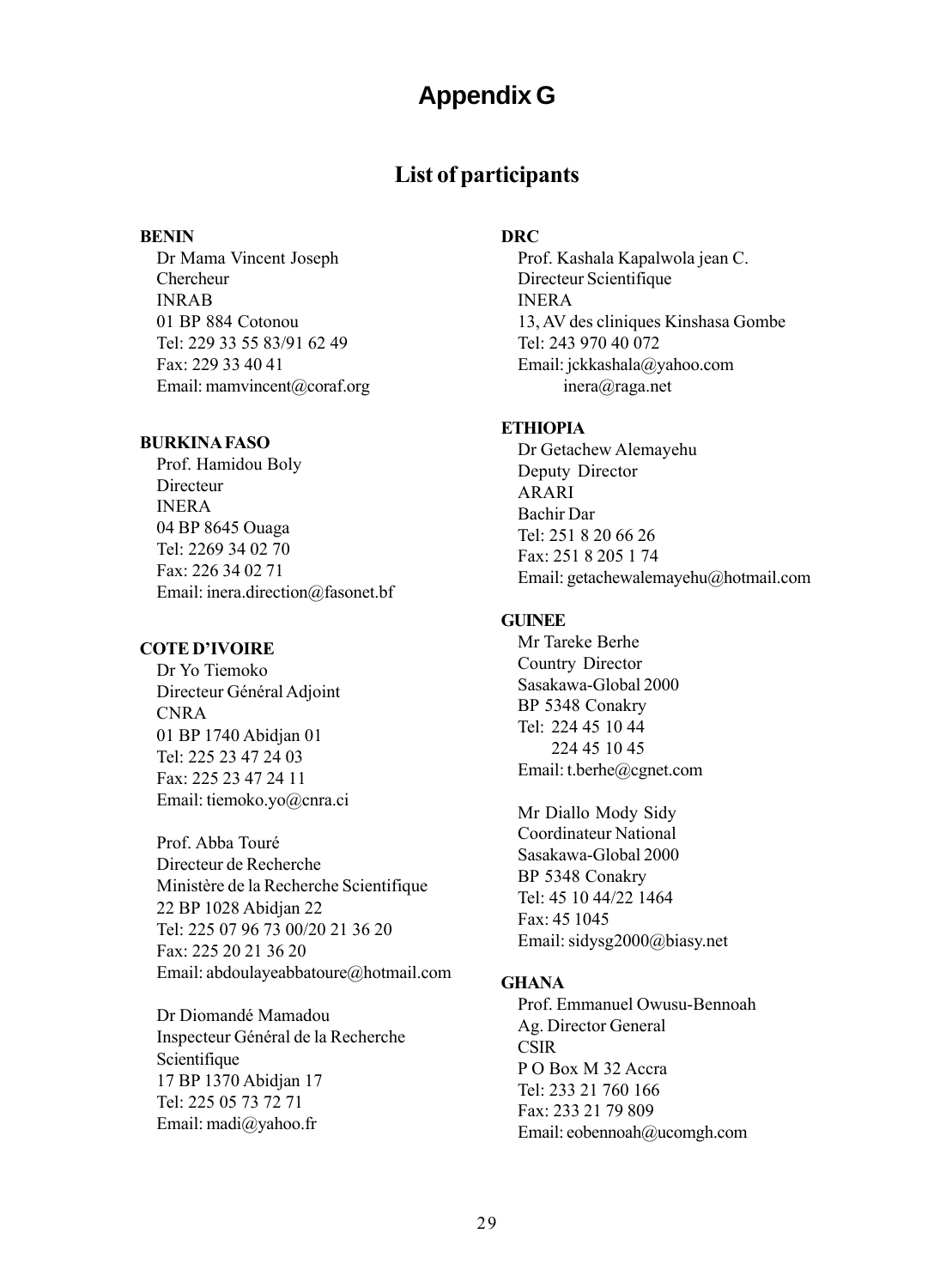# Appendix G

## List of participants

**BENIN**

Dr Mama Vincent Joseph
Chercheur
INRAB
01 BP 884 Cotonou
Tel: 229 33 55 83/91 62 49
Fax: 229 33 40 41
Email: mamvincent@coraf.org

**BURKINA FASO**

Prof. Hamidou Boly
Directeur
INERA
04 BP 8645 Ouaga
Tel: 2269 34 02 70
Fax: 226 34 02 71
Email: inera.direction@fasonet.bf

**COTE D'IVOIRE**

Dr Yo Tiemoko
Directeur Général Adjoint
CNRA
01 BP 1740 Abidjan 01
Tel: 225 23 47 24 03
Fax: 225 23 47 24 11
Email: tiemoko.yo@cnra.ci

Prof. Abba Touré
Directeur de Recherche
Ministère de la Recherche Scientifique
22 BP 1028 Abidjan 22
Tel: 225 07 96 73 00/20 21 36 20
Fax: 225 20 21 36 20
Email: abdoulayeabbatoure@hotmail.com

Dr Diomandé Mamadou
Inspecteur Général de la Recherche Scientifique
17 BP 1370 Abidjan 17
Tel: 225 05 73 72 71
Email: madi@yahoo.fr

**DRC**

Prof. Kashala Kapalwola jean C.
Directeur Scientifique
INERA
13, AV des cliniques Kinshasa Gombe
Tel: 243 970 40 072
Email: jckkashala@yahoo.com
inera@raga.net

**ETHIOPIA**

Dr Getachew Alemayehu
Deputy Director
ARARI
Bachir Dar
Tel: 251 8 20 66 26
Fax: 251 8 205 1 74
Email: getachewalemayehu@hotmail.com

**GUINEE**

Mr Tareke Berhe
Country Director
Sasakawa-Global 2000
BP 5348 Conakry
Tel: 224 45 10 44
224 45 10 45
Email: t.berhe@cgnet.com

Mr Diallo Mody Sidy
Coordinateur National
Sasakawa-Global 2000
BP 5348 Conakry
Tel: 45 10 44/22 1464
Fax: 45 1045
Email: sidysg2000@biasy.net

**GHANA**

Prof. Emmanuel Owusu-Bennoah
Ag. Director General
CSIR
P O Box M 32 Accra
Tel: 233 21 760 166
Fax: 233 21 79 809
Email: eobennoah@ucomgh.com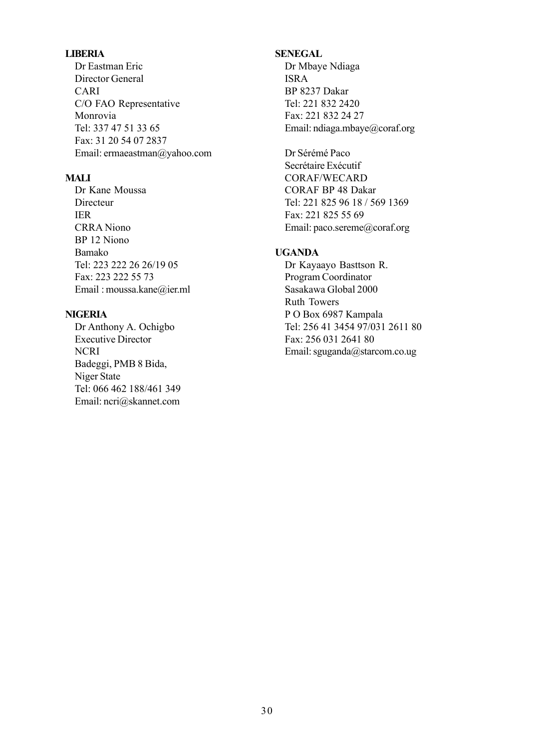**LIBERIA**

Dr Eastman Eric
Director General
CARI
C/O FAO Representative
Monrovia
Tel: 337 47 51 33 65
Fax: 31 20 54 07 2837
Email: ermaeastman@yahoo.com

**MALI**

Dr Kane Moussa
Directeur
IER
CRRA Niono
BP 12 Niono
Bamako
Tel: 223 222 26 26/19 05
Fax: 223 222 55 73
Email : moussa.kane@ier.ml

**NIGERIA**

Dr Anthony A. Ochigbo
Executive Director
NCRI
Badeggi, PMB 8 Bida,
Niger State
Tel: 066 462 188/461 349
Email: ncri@skannet.com

**SENEGAL**

Dr Mbaye Ndiaga
ISRA
BP 8237 Dakar
Tel: 221 832 2420
Fax: 221 832 24 27
Email: ndiaga.mbaye@coraf.org

Dr Sérémé Paco
Secrétaire Exécutif
CORAF/WECARD
CORAF BP 48 Dakar
Tel: 221 825 96 18 / 569 1369
Fax: 221 825 55 69
Email: paco.sereme@coraf.org

**UGANDA**

Dr Kayaayo Basttson R.
Program Coordinator
Sasakawa Global 2000
Ruth Towers
P O Box 6987 Kampala
Tel: 256 41 3454 97/031 2611 80
Fax: 256 031 2641 80
Email: sguganda@starcom.co.ug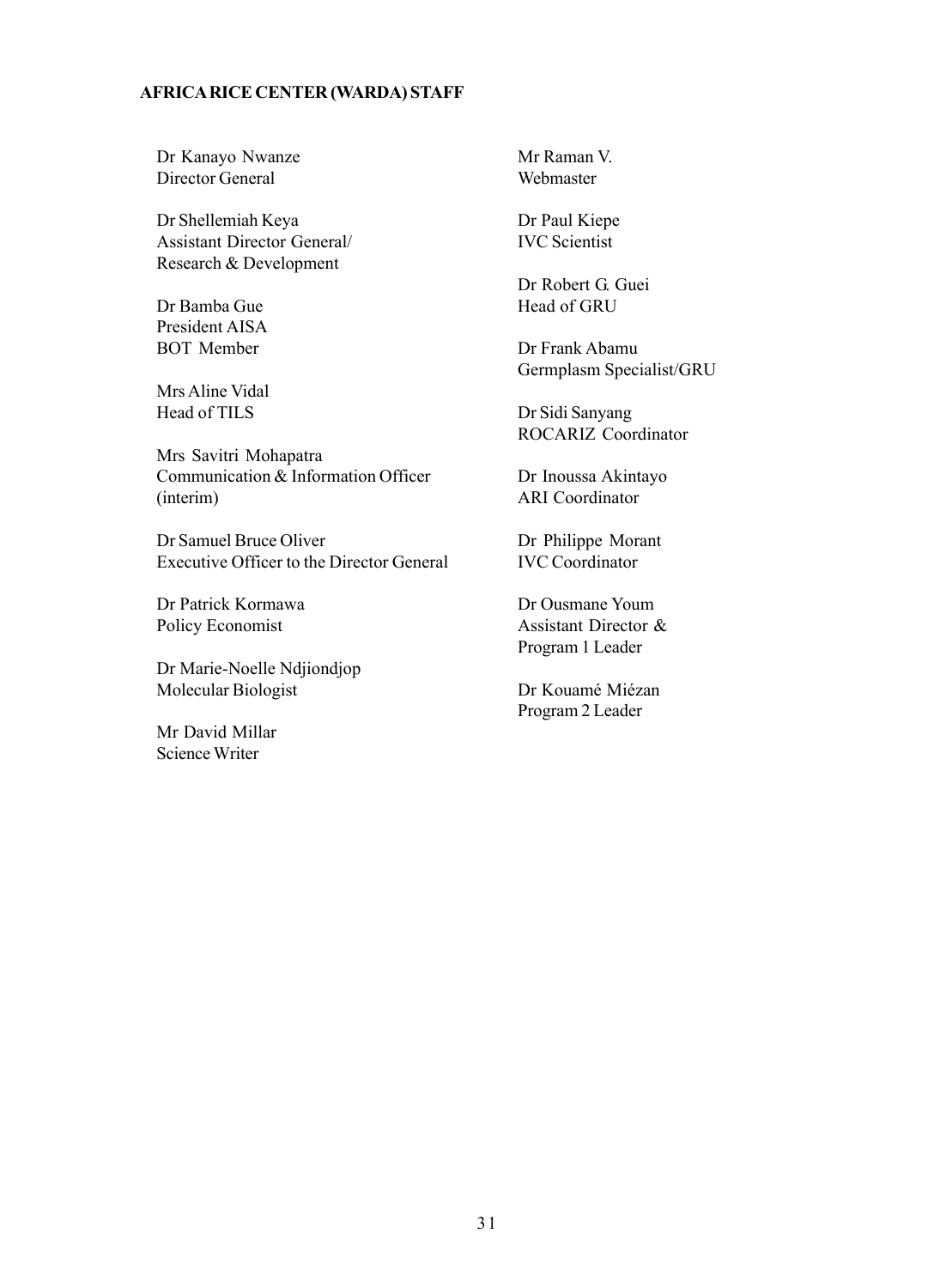**AFRICA RICE CENTER (WARDA) STAFF**

Dr Kanayo Nwanze
Director General

Dr Shellemiah Keya
Assistant Director General/
Research & Development

Dr Bamba Gue
President AISA
BOT Member

Mrs Aline Vidal
Head of TILS

Mrs Savitri Mohapatra
Communication & Information Officer
(interim)

Dr Samuel Bruce Oliver
Executive Officer to the Director General

Dr Patrick Kormawa
Policy Economist

Dr Marie-Noelle Ndjiondjop
Molecular Biologist

Mr David Millar
Science Writer

Mr Raman V.
Webmaster

Dr Paul Kiepe
IVC Scientist

Dr Robert G. Guei
Head of GRU

Dr Frank Abamu
Germplasm Specialist/GRU

Dr Sidi Sanyang
ROCARIZ Coordinator

Dr Inoussa Akintayo
ARI Coordinator

Dr Philippe Morant
IVC Coordinator

Dr Ousmane Youm
Assistant Director &
Program 1 Leader

Dr Kouamé Miézan
Program 2 Leader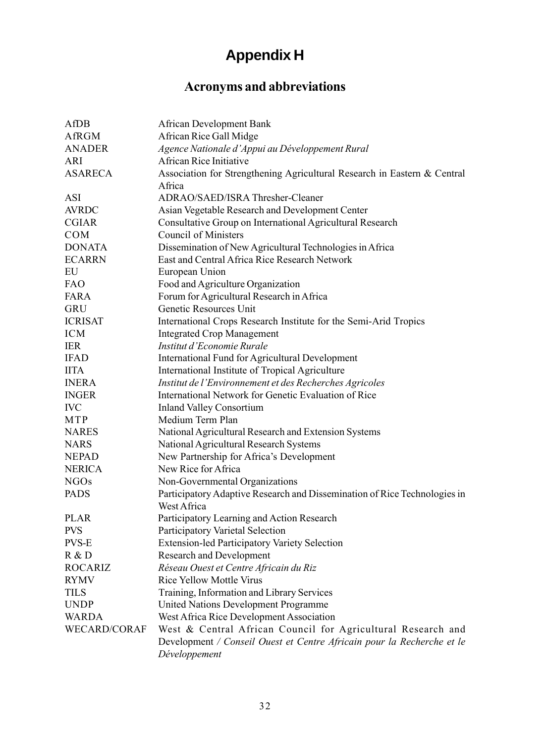# Appendix H

## Acronyms and abbreviations

| | |
|---|---|
| AfDB | African Development Bank |
| AfRGM | African Rice Gall Midge |
| ANADER | *Agence Nationale d'Appui au Développement Rural* |
| ARI | African Rice Initiative |
| ASARECA | Association for Strengthening Agricultural Research in Eastern & Central Africa |
| ASI | ADRAO/SAED/ISRA Thresher-Cleaner |
| AVRDC | Asian Vegetable Research and Development Center |
| CGIAR | Consultative Group on International Agricultural Research |
| COM | Council of Ministers |
| DONATA | Dissemination of New Agricultural Technologies in Africa |
| ECARRN | East and Central Africa Rice Research Network |
| EU | European Union |
| FAO | Food and Agriculture Organization |
| FARA | Forum for Agricultural Research in Africa |
| GRU | Genetic Resources Unit |
| ICRISAT | International Crops Research Institute for the Semi-Arid Tropics |
| ICM | Integrated Crop Management |
| IER | *Institut d'Economie Rurale* |
| IFAD | International Fund for Agricultural Development |
| IITA | International Institute of Tropical Agriculture |
| INERA | *Institut de l'Environnement et des Recherches Agricoles* |
| INGER | International Network for Genetic Evaluation of Rice |
| IVC | Inland Valley Consortium |
| MTP | Medium Term Plan |
| NARES | National Agricultural Research and Extension Systems |
| NARS | National Agricultural Research Systems |
| NEPAD | New Partnership for Africa's Development |
| NERICA | New Rice for Africa |
| NGOs | Non-Governmental Organizations |
| PADS | Participatory Adaptive Research and Dissemination of Rice Technologies in West Africa |
| PLAR | Participatory Learning and Action Research |
| PVS | Participatory Varietal Selection |
| PVS-E | Extension-led Participatory Variety Selection |
| R & D | Research and Development |
| ROCARIZ | *Réseau Ouest et Centre Africain du Riz* |
| RYMV | Rice Yellow Mottle Virus |
| TILS | Training, Information and Library Services |
| UNDP | United Nations Development Programme |
| WARDA | West Africa Rice Development Association |
| WECARD/CORAF | West & Central African Council for Agricultural Research and Development / *Conseil Ouest et Centre Africain pour la Recherche et le Développement* |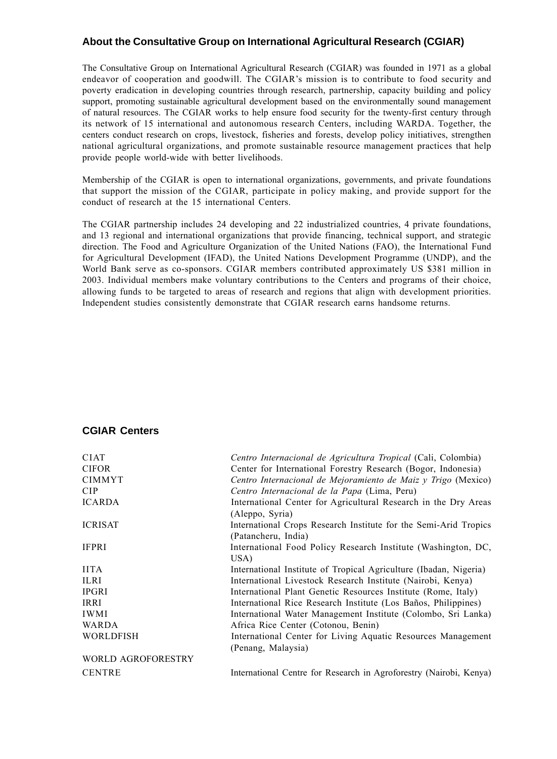## About the Consultative Group on International Agricultural Research (CGIAR)

The Consultative Group on International Agricultural Research (CGIAR) was founded in 1971 as a global endeavor of cooperation and goodwill. The CGIAR's mission is to contribute to food security and poverty eradication in developing countries through research, partnership, capacity building and policy support, promoting sustainable agricultural development based on the environmentally sound management of natural resources. The CGIAR works to help ensure food security for the twenty-first century through its network of 15 international and autonomous research Centers, including WARDA. Together, the centers conduct research on crops, livestock, fisheries and forests, develop policy initiatives, strengthen national agricultural organizations, and promote sustainable resource management practices that help provide people world-wide with better livelihoods.

Membership of the CGIAR is open to international organizations, governments, and private foundations that support the mission of the CGIAR, participate in policy making, and provide support for the conduct of research at the 15 international Centers.

The CGIAR partnership includes 24 developing and 22 industrialized countries, 4 private foundations, and 13 regional and international organizations that provide financing, technical support, and strategic direction. The Food and Agriculture Organization of the United Nations (FAO), the International Fund for Agricultural Development (IFAD), the United Nations Development Programme (UNDP), and the World Bank serve as co-sponsors. CGIAR members contributed approximately US $381 million in 2003. Individual members make voluntary contributions to the Centers and programs of their choice, allowing funds to be targeted to areas of research and regions that align with development priorities. Independent studies consistently demonstrate that CGIAR research earns handsome returns.

## CGIAR Centers

| | |
|---|---|
| CIAT | *Centro Internacional de Agricultura Tropical* (Cali, Colombia) |
| CIFOR | Center for International Forestry Research (Bogor, Indonesia) |
| CIMMYT | *Centro Internacional de Mejoramiento de Maiz y Trigo* (Mexico) |
| CIP | *Centro Internacional de la Papa* (Lima, Peru) |
| ICARDA | International Center for Agricultural Research in the Dry Areas (Aleppo, Syria) |
| ICRISAT | International Crops Research Institute for the Semi-Arid Tropics (Patancheru, India) |
| IFPRI | International Food Policy Research Institute (Washington, DC, USA) |
| IITA | International Institute of Tropical Agriculture (Ibadan, Nigeria) |
| ILRI | International Livestock Research Institute (Nairobi, Kenya) |
| IPGRI | International Plant Genetic Resources Institute (Rome, Italy) |
| IRRI | International Rice Research Institute (Los Baños, Philippines) |
| IWMI | International Water Management Institute (Colombo, Sri Lanka) |
| WARDA | Africa Rice Center (Cotonou, Benin) |
| WORLDFISH | International Center for Living Aquatic Resources Management (Penang, Malaysia) |
| WORLD AGROFORESTRY CENTRE | International Centre for Research in Agroforestry (Nairobi, Kenya) |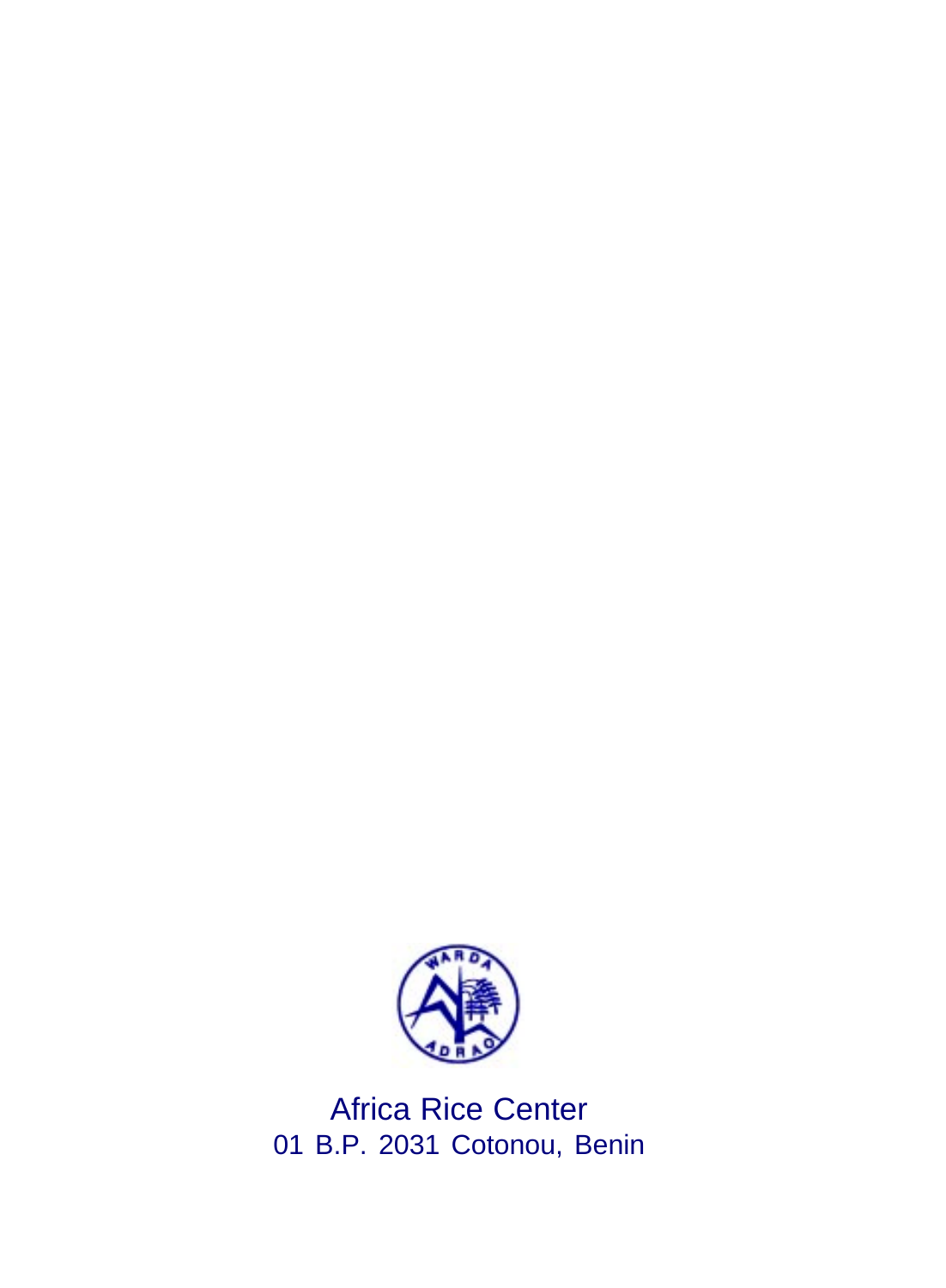Africa Rice Center
01 B.P. 2031 Cotonou, Benin